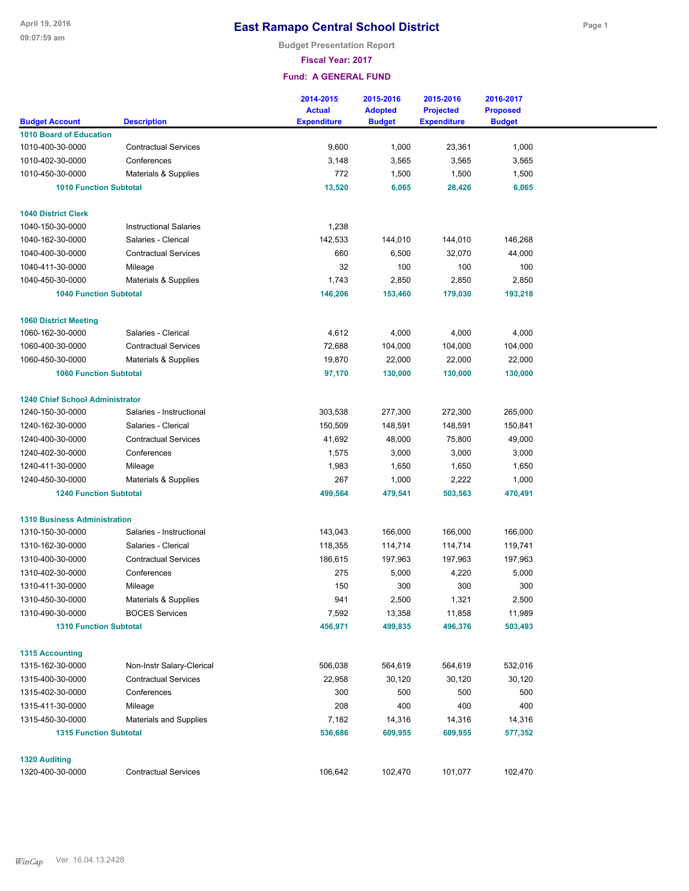# East Ramapo Central School District

Budget Presentation Report

Fiscal Year: 2017

Fund: A GENERAL FUND

| Budget Account | Description | 2014-2015 Actual Expenditure | 2015-2016 Adopted Budget | 2015-2016 Projected Expenditure | 2016-2017 Proposed Budget |
|---|---|---|---|---|---|
| **1010 Board of Education** | | | | | |
| 1010-400-30-0000 | Contractual Services | 9,600 | 1,000 | 23,361 | 1,000 |
| 1010-402-30-0000 | Conferences | 3,148 | 3,565 | 3,565 | 3,565 |
| 1010-450-30-0000 | Materials & Supplies | 772 | 1,500 | 1,500 | 1,500 |
| **1010 Function Subtotal** | | **13,520** | **6,065** | **28,426** | **6,065** |
| **1040 District Clerk** | | | | | |
| 1040-150-30-0000 | Instructional Salaries | 1,238 | | | |
| 1040-162-30-0000 | Salaries - Clerical | 142,533 | 144,010 | 144,010 | 146,268 |
| 1040-400-30-0000 | Contractual Services | 660 | 6,500 | 32,070 | 44,000 |
| 1040-411-30-0000 | Mileage | 32 | 100 | 100 | 100 |
| 1040-450-30-0000 | Materials & Supplies | 1,743 | 2,850 | 2,850 | 2,850 |
| **1040 Function Subtotal** | | **146,206** | **153,460** | **179,030** | **193,218** |
| **1060 District Meeting** | | | | | |
| 1060-162-30-0000 | Salaries - Clerical | 4,612 | 4,000 | 4,000 | 4,000 |
| 1060-400-30-0000 | Contractual Services | 72,688 | 104,000 | 104,000 | 104,000 |
| 1060-450-30-0000 | Materials & Supplies | 19,870 | 22,000 | 22,000 | 22,000 |
| **1060 Function Subtotal** | | **97,170** | **130,000** | **130,000** | **130,000** |
| **1240 Chief School Administrator** | | | | | |
| 1240-150-30-0000 | Salaries - Instructional | 303,538 | 277,300 | 272,300 | 265,000 |
| 1240-162-30-0000 | Salaries - Clerical | 150,509 | 148,591 | 148,591 | 150,841 |
| 1240-400-30-0000 | Contractual Services | 41,692 | 48,000 | 75,800 | 49,000 |
| 1240-402-30-0000 | Conferences | 1,575 | 3,000 | 3,000 | 3,000 |
| 1240-411-30-0000 | Mileage | 1,983 | 1,650 | 1,650 | 1,650 |
| 1240-450-30-0000 | Materials & Supplies | 267 | 1,000 | 2,222 | 1,000 |
| **1240 Function Subtotal** | | **499,564** | **479,541** | **503,563** | **470,491** |
| **1310 Business Administration** | | | | | |
| 1310-150-30-0000 | Salaries - Instructional | 143,043 | 166,000 | 166,000 | 166,000 |
| 1310-162-30-0000 | Salaries - Clerical | 118,355 | 114,714 | 114,714 | 119,741 |
| 1310-400-30-0000 | Contractual Services | 186,615 | 197,963 | 197,963 | 197,963 |
| 1310-402-30-0000 | Conferences | 275 | 5,000 | 4,220 | 5,000 |
| 1310-411-30-0000 | Mileage | 150 | 300 | 300 | 300 |
| 1310-450-30-0000 | Materials & Supplies | 941 | 2,500 | 1,321 | 2,500 |
| 1310-490-30-0000 | BOCES Services | 7,592 | 13,358 | 11,858 | 11,989 |
| **1310 Function Subtotal** | | **456,971** | **499,835** | **496,376** | **503,493** |
| **1315 Accounting** | | | | | |
| 1315-162-30-0000 | Non-Instr Salary-Clerical | 506,038 | 564,619 | 564,619 | 532,016 |
| 1315-400-30-0000 | Contractual Services | 22,958 | 30,120 | 30,120 | 30,120 |
| 1315-402-30-0000 | Conferences | 300 | 500 | 500 | 500 |
| 1315-411-30-0000 | Mileage | 208 | 400 | 400 | 400 |
| 1315-450-30-0000 | Materials and Supplies | 7,182 | 14,316 | 14,316 | 14,316 |
| **1315 Function Subtotal** | | **536,686** | **609,955** | **609,955** | **577,352** |
| **1320 Auditing** | | | | | |
| 1320-400-30-0000 | Contractual Services | 106,642 | 102,470 | 101,077 | 102,470 |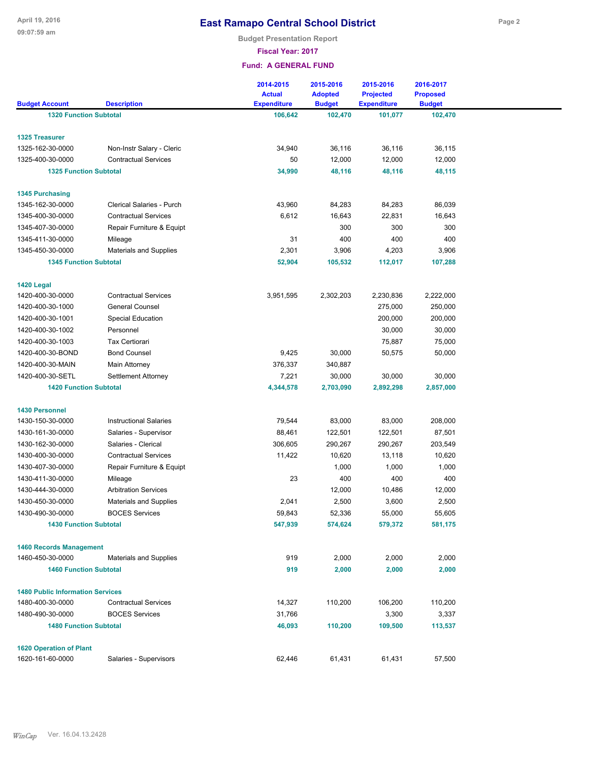# East Ramapo Central School District

Budget Presentation Report

Fiscal Year: 2017

Fund: A GENERAL FUND

| Budget Account | Description | 2014-2015 Actual Expenditure | 2015-2016 Adopted Budget | 2015-2016 Projected Expenditure | 2016-2017 Proposed Budget |
|---|---|---|---|---|---|
| **1320 Function Subtotal** | | **106,642** | **102,470** | **101,077** | **102,470** |
| **1325 Treasurer** | | | | | |
| 1325-162-30-0000 | Non-Instr Salary - Cleric | 34,940 | 36,116 | 36,116 | 36,115 |
| 1325-400-30-0000 | Contractual Services | 50 | 12,000 | 12,000 | 12,000 |
| **1325 Function Subtotal** | | **34,990** | **48,116** | **48,116** | **48,115** |
| **1345 Purchasing** | | | | | |
| 1345-162-30-0000 | Clerical Salaries - Purch | 43,960 | 84,283 | 84,283 | 86,039 |
| 1345-400-30-0000 | Contractual Services | 6,612 | 16,643 | 22,831 | 16,643 |
| 1345-407-30-0000 | Repair Furniture & Equipt | | 300 | 300 | 300 |
| 1345-411-30-0000 | Mileage | 31 | 400 | 400 | 400 |
| 1345-450-30-0000 | Materials and Supplies | 2,301 | 3,906 | 4,203 | 3,906 |
| **1345 Function Subtotal** | | **52,904** | **105,532** | **112,017** | **107,288** |
| **1420 Legal** | | | | | |
| 1420-400-30-0000 | Contractual Services | 3,951,595 | 2,302,203 | 2,230,836 | 2,222,000 |
| 1420-400-30-1000 | General Counsel | | | 275,000 | 250,000 |
| 1420-400-30-1001 | Special Education | | | 200,000 | 200,000 |
| 1420-400-30-1002 | Personnel | | | 30,000 | 30,000 |
| 1420-400-30-1003 | Tax Certiorari | | | 75,887 | 75,000 |
| 1420-400-30-BOND | Bond Counsel | 9,425 | 30,000 | 50,575 | 50,000 |
| 1420-400-30-MAIN | Main Attorney | 376,337 | 340,887 | | |
| 1420-400-30-SETL | Settlement Attorney | 7,221 | 30,000 | 30,000 | 30,000 |
| **1420 Function Subtotal** | | **4,344,578** | **2,703,090** | **2,892,298** | **2,857,000** |
| **1430 Personnel** | | | | | |
| 1430-150-30-0000 | Instructional Salaries | 79,544 | 83,000 | 83,000 | 208,000 |
| 1430-161-30-0000 | Salaries - Supervisor | 88,461 | 122,501 | 122,501 | 87,501 |
| 1430-162-30-0000 | Salaries - Clerical | 306,605 | 290,267 | 290,267 | 203,549 |
| 1430-400-30-0000 | Contractual Services | 11,422 | 10,620 | 13,118 | 10,620 |
| 1430-407-30-0000 | Repair Furniture & Equipt | | 1,000 | 1,000 | 1,000 |
| 1430-411-30-0000 | Mileage | 23 | 400 | 400 | 400 |
| 1430-444-30-0000 | Arbitration Services | | 12,000 | 10,486 | 12,000 |
| 1430-450-30-0000 | Materials and Supplies | 2,041 | 2,500 | 3,600 | 2,500 |
| 1430-490-30-0000 | BOCES Services | 59,843 | 52,336 | 55,000 | 55,605 |
| **1430 Function Subtotal** | | **547,939** | **574,624** | **579,372** | **581,175** |
| **1460 Records Management** | | | | | |
| 1460-450-30-0000 | Materials and Supplies | 919 | 2,000 | 2,000 | 2,000 |
| **1460 Function Subtotal** | | **919** | **2,000** | **2,000** | **2,000** |
| **1480 Public Information Services** | | | | | |
| 1480-400-30-0000 | Contractual Services | 14,327 | 110,200 | 106,200 | 110,200 |
| 1480-490-30-0000 | BOCES Services | 31,766 | | 3,300 | 3,337 |
| **1480 Function Subtotal** | | **46,093** | **110,200** | **109,500** | **113,537** |
| **1620 Operation of Plant** | | | | | |
| 1620-161-60-0000 | Salaries - Supervisors | 62,446 | 61,431 | 61,431 | 57,500 |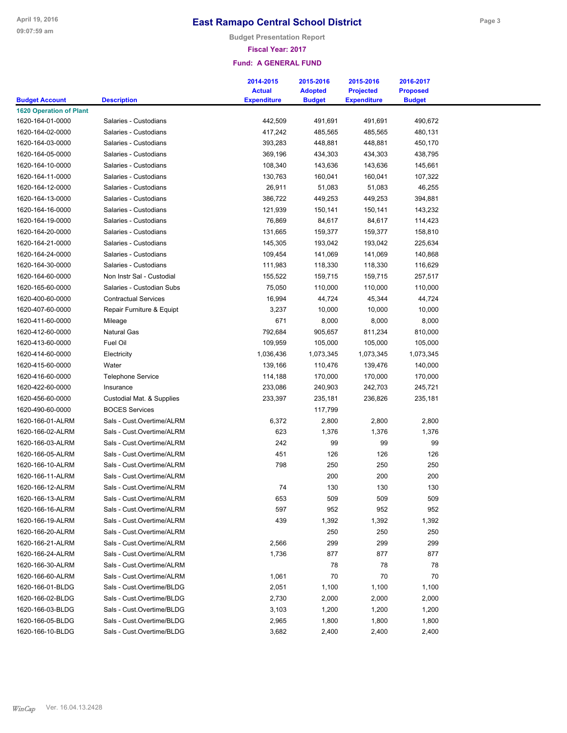# East Ramapo Central School District

**Budget Presentation Report**

**Fiscal Year: 2017**

**Fund: A GENERAL FUND**

| Budget Account | Description | 2014-2015 Actual Expenditure | 2015-2016 Adopted Budget | 2015-2016 Projected Expenditure | 2016-2017 Proposed Budget |
|---|---|---|---|---|---|
| **1620 Operation of Plant** | | | | | |
| 1620-164-01-0000 | Salaries - Custodians | 442,509 | 491,691 | 491,691 | 490,672 |
| 1620-164-02-0000 | Salaries - Custodians | 417,242 | 485,565 | 485,565 | 480,131 |
| 1620-164-03-0000 | Salaries - Custodians | 393,283 | 448,881 | 448,881 | 450,170 |
| 1620-164-05-0000 | Salaries - Custodians | 369,196 | 434,303 | 434,303 | 438,795 |
| 1620-164-10-0000 | Salaries - Custodians | 108,340 | 143,636 | 143,636 | 145,661 |
| 1620-164-11-0000 | Salaries - Custodians | 130,763 | 160,041 | 160,041 | 107,322 |
| 1620-164-12-0000 | Salaries - Custodians | 26,911 | 51,083 | 51,083 | 46,255 |
| 1620-164-13-0000 | Salaries - Custodians | 386,722 | 449,253 | 449,253 | 394,881 |
| 1620-164-16-0000 | Salaries - Custodians | 121,939 | 150,141 | 150,141 | 143,232 |
| 1620-164-19-0000 | Salaries - Custodians | 76,869 | 84,617 | 84,617 | 114,423 |
| 1620-164-20-0000 | Salaries - Custodians | 131,665 | 159,377 | 159,377 | 158,810 |
| 1620-164-21-0000 | Salaries - Custodians | 145,305 | 193,042 | 193,042 | 225,634 |
| 1620-164-24-0000 | Salaries - Custodians | 109,454 | 141,069 | 141,069 | 140,868 |
| 1620-164-30-0000 | Salaries - Custodians | 111,983 | 118,330 | 118,330 | 116,629 |
| 1620-164-60-0000 | Non Instr Sal - Custodial | 155,522 | 159,715 | 159,715 | 257,517 |
| 1620-165-60-0000 | Salaries - Custodian Subs | 75,050 | 110,000 | 110,000 | 110,000 |
| 1620-400-60-0000 | Contractual Services | 16,994 | 44,724 | 45,344 | 44,724 |
| 1620-407-60-0000 | Repair Furniture & Equipt | 3,237 | 10,000 | 10,000 | 10,000 |
| 1620-411-60-0000 | Mileage | 671 | 8,000 | 8,000 | 8,000 |
| 1620-412-60-0000 | Natural Gas | 792,684 | 905,657 | 811,234 | 810,000 |
| 1620-413-60-0000 | Fuel Oil | 109,959 | 105,000 | 105,000 | 105,000 |
| 1620-414-60-0000 | Electricity | 1,036,436 | 1,073,345 | 1,073,345 | 1,073,345 |
| 1620-415-60-0000 | Water | 139,166 | 110,476 | 139,476 | 140,000 |
| 1620-416-60-0000 | Telephone Service | 114,188 | 170,000 | 170,000 | 170,000 |
| 1620-422-60-0000 | Insurance | 233,086 | 240,903 | 242,703 | 245,721 |
| 1620-456-60-0000 | Custodial Mat. & Supplies | 233,397 | 235,181 | 236,826 | 235,181 |
| 1620-490-60-0000 | BOCES Services | | 117,799 | | |
| 1620-166-01-ALRM | Sals - Cust.Overtime/ALRM | 6,372 | 2,800 | 2,800 | 2,800 |
| 1620-166-02-ALRM | Sals - Cust.Overtime/ALRM | 623 | 1,376 | 1,376 | 1,376 |
| 1620-166-03-ALRM | Sals - Cust.Overtime/ALRM | 242 | 99 | 99 | 99 |
| 1620-166-05-ALRM | Sals - Cust.Overtime/ALRM | 451 | 126 | 126 | 126 |
| 1620-166-10-ALRM | Sals - Cust.Overtime/ALRM | 798 | 250 | 250 | 250 |
| 1620-166-11-ALRM | Sals - Cust.Overtime/ALRM | | 200 | 200 | 200 |
| 1620-166-12-ALRM | Sals - Cust.Overtime/ALRM | 74 | 130 | 130 | 130 |
| 1620-166-13-ALRM | Sals - Cust.Overtime/ALRM | 653 | 509 | 509 | 509 |
| 1620-166-16-ALRM | Sals - Cust.Overtime/ALRM | 597 | 952 | 952 | 952 |
| 1620-166-19-ALRM | Sals - Cust.Overtime/ALRM | 439 | 1,392 | 1,392 | 1,392 |
| 1620-166-20-ALRM | Sals - Cust.Overtime/ALRM | | 250 | 250 | 250 |
| 1620-166-21-ALRM | Sals - Cust.Overtime/ALRM | 2,566 | 299 | 299 | 299 |
| 1620-166-24-ALRM | Sals - Cust.Overtime/ALRM | 1,736 | 877 | 877 | 877 |
| 1620-166-30-ALRM | Sals - Cust.Overtime/ALRM | | 78 | 78 | 78 |
| 1620-166-60-ALRM | Sals - Cust.Overtime/ALRM | 1,061 | 70 | 70 | 70 |
| 1620-166-01-BLDG | Sals - Cust.Overtime/BLDG | 2,051 | 1,100 | 1,100 | 1,100 |
| 1620-166-02-BLDG | Sals - Cust.Overtime/BLDG | 2,730 | 2,000 | 2,000 | 2,000 |
| 1620-166-03-BLDG | Sals - Cust.Overtime/BLDG | 3,103 | 1,200 | 1,200 | 1,200 |
| 1620-166-05-BLDG | Sals - Cust.Overtime/BLDG | 2,965 | 1,800 | 1,800 | 1,800 |
| 1620-166-10-BLDG | Sals - Cust.Overtime/BLDG | 3,682 | 2,400 | 2,400 | 2,400 |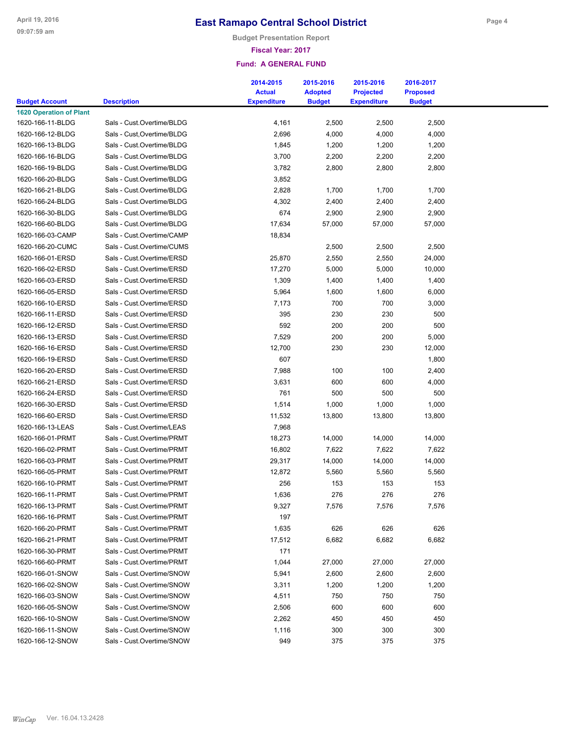# East Ramapo Central School District

Budget Presentation Report

Fiscal Year: 2017

Fund: A GENERAL FUND

| Budget Account | Description | 2014-2015 Actual Expenditure | 2015-2016 Adopted Budget | 2015-2016 Projected Expenditure | 2016-2017 Proposed Budget |
|---|---|---|---|---|---|
| **1620 Operation of Plant** | | | | | |
| 1620-166-11-BLDG | Sals - Cust.Overtime/BLDG | 4,161 | 2,500 | 2,500 | 2,500 |
| 1620-166-12-BLDG | Sals - Cust,Overtime/BLDG | 2,696 | 4,000 | 4,000 | 4,000 |
| 1620-166-13-BLDG | Sals - Cust.Overtime/BLDG | 1,845 | 1,200 | 1,200 | 1,200 |
| 1620-166-16-BLDG | Sals - Cust.Overtime/BLDG | 3,700 | 2,200 | 2,200 | 2,200 |
| 1620-166-19-BLDG | Sals - Cust.Overtime/BLDG | 3,782 | 2,800 | 2,800 | 2,800 |
| 1620-166-20-BLDG | Sals - Cust.Overtime/BLDG | 3,852 | | | |
| 1620-166-21-BLDG | Sals - Cust.Overtime/BLDG | 2,828 | 1,700 | 1,700 | 1,700 |
| 1620-166-24-BLDG | Sals - Cust.Overtime/BLDG | 4,302 | 2,400 | 2,400 | 2,400 |
| 1620-166-30-BLDG | Sals - Cust.Overtime/BLDG | 674 | 2,900 | 2,900 | 2,900 |
| 1620-166-60-BLDG | Sals - Cust.Overtime/BLDG | 17,634 | 57,000 | 57,000 | 57,000 |
| 1620-166-03-CAMP | Sals - Cust.Overtime/CAMP | 18,834 | | | |
| 1620-166-20-CUMC | Sals - Cust.Overtime/CUMS | | 2,500 | 2,500 | 2,500 |
| 1620-166-01-ERSD | Sals - Cust.Overtime/ERSD | 25,870 | 2,550 | 2,550 | 24,000 |
| 1620-166-02-ERSD | Sals - Cust.Overtime/ERSD | 17,270 | 5,000 | 5,000 | 10,000 |
| 1620-166-03-ERSD | Sals - Cust.Overtime/ERSD | 1,309 | 1,400 | 1,400 | 1,400 |
| 1620-166-05-ERSD | Sals - Cust.Overtime/ERSD | 5,964 | 1,600 | 1,600 | 6,000 |
| 1620-166-10-ERSD | Sals - Cust.Overtime/ERSD | 7,173 | 700 | 700 | 3,000 |
| 1620-166-11-ERSD | Sals - Cust.Overtime/ERSD | 395 | 230 | 230 | 500 |
| 1620-166-12-ERSD | Sals - Cust.Overtime/ERSD | 592 | 200 | 200 | 500 |
| 1620-166-13-ERSD | Sals - Cust.Overtime/ERSD | 7,529 | 200 | 200 | 5,000 |
| 1620-166-16-ERSD | Sals - Cust.Overtime/ERSD | 12,700 | 230 | 230 | 12,000 |
| 1620-166-19-ERSD | Sals - Cust.Overtime/ERSD | 607 | | | 1,800 |
| 1620-166-20-ERSD | Sals - Cust.Overtime/ERSD | 7,988 | 100 | 100 | 2,400 |
| 1620-166-21-ERSD | Sals - Cust.Overtime/ERSD | 3,631 | 600 | 600 | 4,000 |
| 1620-166-24-ERSD | Sals - Cust.Overtime/ERSD | 761 | 500 | 500 | 500 |
| 1620-166-30-ERSD | Sals - Cust.Overtime/ERSD | 1,514 | 1,000 | 1,000 | 1,000 |
| 1620-166-60-ERSD | Sals - Cust.Overtime/ERSD | 11,532 | 13,800 | 13,800 | 13,800 |
| 1620-166-13-LEAS | Sals - Cust.Overtime/LEAS | 7,968 | | | |
| 1620-166-01-PRMT | Sals - Cust.Overtime/PRMT | 18,273 | 14,000 | 14,000 | 14,000 |
| 1620-166-02-PRMT | Sals - Cust.Overtime/PRMT | 16,802 | 7,622 | 7,622 | 7,622 |
| 1620-166-03-PRMT | Sals - Cust.Overtime/PRMT | 29,317 | 14,000 | 14,000 | 14,000 |
| 1620-166-05-PRMT | Sals - Cust.Overtime/PRMT | 12,872 | 5,560 | 5,560 | 5,560 |
| 1620-166-10-PRMT | Sals - Cust.Overtime/PRMT | 256 | 153 | 153 | 153 |
| 1620-166-11-PRMT | Sals - Cust.Overtime/PRMT | 1,636 | 276 | 276 | 276 |
| 1620-166-13-PRMT | Sals - Cust.Overtime/PRMT | 9,327 | 7,576 | 7,576 | 7,576 |
| 1620-166-16-PRMT | Sals - Cust.Overtime/PRMT | 197 | | | |
| 1620-166-20-PRMT | Sals - Cust.Overtime/PRMT | 1,635 | 626 | 626 | 626 |
| 1620-166-21-PRMT | Sals - Cust.Overtime/PRMT | 17,512 | 6,682 | 6,682 | 6,682 |
| 1620-166-30-PRMT | Sals - Cust.Overtime/PRMT | 171 | | | |
| 1620-166-60-PRMT | Sals - Cust.Overtime/PRMT | 1,044 | 27,000 | 27,000 | 27,000 |
| 1620-166-01-SNOW | Sals - Cust.Overtime/SNOW | 5,941 | 2,600 | 2,600 | 2,600 |
| 1620-166-02-SNOW | Sals - Cust.Overtime/SNOW | 3,311 | 1,200 | 1,200 | 1,200 |
| 1620-166-03-SNOW | Sals - Cust.Overtime/SNOW | 4,511 | 750 | 750 | 750 |
| 1620-166-05-SNOW | Sals - Cust.Overtime/SNOW | 2,506 | 600 | 600 | 600 |
| 1620-166-10-SNOW | Sals - Cust.Overtime/SNOW | 2,262 | 450 | 450 | 450 |
| 1620-166-11-SNOW | Sals - Cust.Overtime/SNOW | 1,116 | 300 | 300 | 300 |
| 1620-166-12-SNOW | Sals - Cust.Overtime/SNOW | 949 | 375 | 375 | 375 |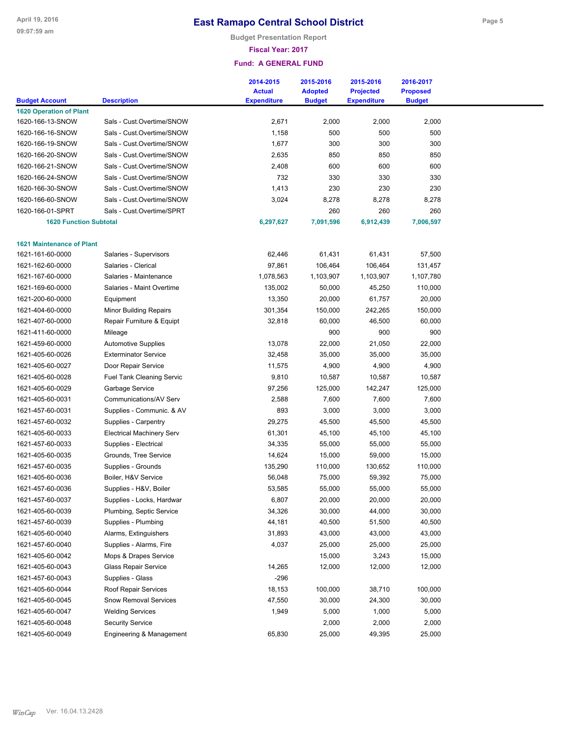# East Ramapo Central School District

**Budget Presentation Report**

**Fiscal Year: 2017**

**Fund: A GENERAL FUND**

| Budget Account | Description | 2014-2015 Actual Expenditure | 2015-2016 Adopted Budget | 2015-2016 Projected Expenditure | 2016-2017 Proposed Budget |
|---|---|---|---|---|---|
| **1620 Operation of Plant** | | | | | |
| 1620-166-13-SNOW | Sals - Cust.Overtime/SNOW | 2,671 | 2,000 | 2,000 | 2,000 |
| 1620-166-16-SNOW | Sals - Cust.Overtime/SNOW | 1,158 | 500 | 500 | 500 |
| 1620-166-19-SNOW | Sals - Cust.Overtime/SNOW | 1,677 | 300 | 300 | 300 |
| 1620-166-20-SNOW | Sals - Cust.Overtime/SNOW | 2,635 | 850 | 850 | 850 |
| 1620-166-21-SNOW | Sals - Cust.Overtime/SNOW | 2,408 | 600 | 600 | 600 |
| 1620-166-24-SNOW | Sals - Cust.Overtime/SNOW | 732 | 330 | 330 | 330 |
| 1620-166-30-SNOW | Sals - Cust.Overtime/SNOW | 1,413 | 230 | 230 | 230 |
| 1620-166-60-SNOW | Sals - Cust.Overtime/SNOW | 3,024 | 8,278 | 8,278 | 8,278 |
| 1620-166-01-SPRT | Sals - Cust.Overtime/SPRT | | 260 | 260 | 260 |
| **1620 Function Subtotal** | | **6,297,627** | **7,091,596** | **6,912,439** | **7,006,597** |
| **1621 Maintenance of Plant** | | | | | |
| 1621-161-60-0000 | Salaries - Supervisors | 62,446 | 61,431 | 61,431 | 57,500 |
| 1621-162-60-0000 | Salaries - Clerical | 97,861 | 106,464 | 106,464 | 131,457 |
| 1621-167-60-0000 | Salaries - Maintenance | 1,078,563 | 1,103,907 | 1,103,907 | 1,107,780 |
| 1621-169-60-0000 | Salaries - Maint Overtime | 135,002 | 50,000 | 45,250 | 110,000 |
| 1621-200-60-0000 | Equipment | 13,350 | 20,000 | 61,757 | 20,000 |
| 1621-404-60-0000 | Minor Building Repairs | 301,354 | 150,000 | 242,265 | 150,000 |
| 1621-407-60-0000 | Repair Furniture & Equipt | 32,818 | 60,000 | 46,500 | 60,000 |
| 1621-411-60-0000 | Mileage | | 900 | 900 | 900 |
| 1621-459-60-0000 | Automotive Supplies | 13,078 | 22,000 | 21,050 | 22,000 |
| 1621-405-60-0026 | Exterminator Service | 32,458 | 35,000 | 35,000 | 35,000 |
| 1621-405-60-0027 | Door Repair Service | 11,575 | 4,900 | 4,900 | 4,900 |
| 1621-405-60-0028 | Fuel Tank Cleaning Servic | 9,810 | 10,587 | 10,587 | 10,587 |
| 1621-405-60-0029 | Garbage Service | 97,256 | 125,000 | 142,247 | 125,000 |
| 1621-405-60-0031 | Communications/AV Serv | 2,588 | 7,600 | 7,600 | 7,600 |
| 1621-457-60-0031 | Supplies - Communic. & AV | 893 | 3,000 | 3,000 | 3,000 |
| 1621-457-60-0032 | Supplies - Carpentry | 29,275 | 45,500 | 45,500 | 45,500 |
| 1621-405-60-0033 | Electrical Machinery Serv | 61,301 | 45,100 | 45,100 | 45,100 |
| 1621-457-60-0033 | Supplies - Electrical | 34,335 | 55,000 | 55,000 | 55,000 |
| 1621-405-60-0035 | Grounds, Tree Service | 14,624 | 15,000 | 59,000 | 15,000 |
| 1621-457-60-0035 | Supplies - Grounds | 135,290 | 110,000 | 130,652 | 110,000 |
| 1621-405-60-0036 | Boiler, H&V Service | 56,048 | 75,000 | 59,392 | 75,000 |
| 1621-457-60-0036 | Supplies - H&V, Boiler | 53,585 | 55,000 | 55,000 | 55,000 |
| 1621-457-60-0037 | Supplies - Locks, Hardwar | 6,807 | 20,000 | 20,000 | 20,000 |
| 1621-405-60-0039 | Plumbing, Septic Service | 34,326 | 30,000 | 44,000 | 30,000 |
| 1621-457-60-0039 | Supplies - Plumbing | 44,181 | 40,500 | 51,500 | 40,500 |
| 1621-405-60-0040 | Alarms, Extinguishers | 31,893 | 43,000 | 43,000 | 43,000 |
| 1621-457-60-0040 | Supplies - Alarms, Fire | 4,037 | 25,000 | 25,000 | 25,000 |
| 1621-405-60-0042 | Mops & Drapes Service | | 15,000 | 3,243 | 15,000 |
| 1621-405-60-0043 | Glass Repair Service | 14,265 | 12,000 | 12,000 | 12,000 |
| 1621-457-60-0043 | Supplies - Glass | -296 | | | |
| 1621-405-60-0044 | Roof Repair Services | 18,153 | 100,000 | 38,710 | 100,000 |
| 1621-405-60-0045 | Snow Removal Services | 47,550 | 30,000 | 24,300 | 30,000 |
| 1621-405-60-0047 | Welding Services | 1,949 | 5,000 | 1,000 | 5,000 |
| 1621-405-60-0048 | Security Service | | 2,000 | 2,000 | 2,000 |
| 1621-405-60-0049 | Engineering & Management | 65,830 | 25,000 | 49,395 | 25,000 |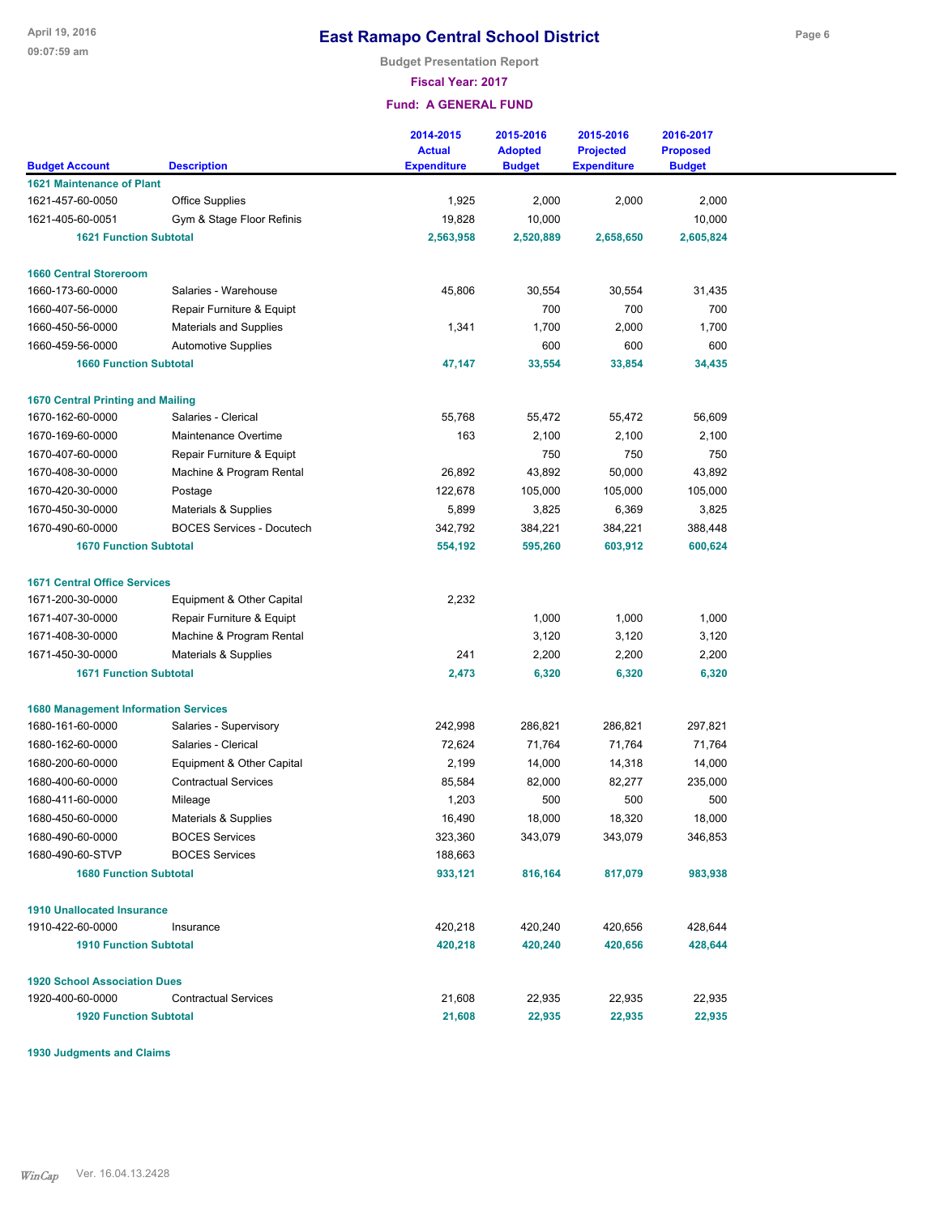# East Ramapo Central School District

Budget Presentation Report

Fiscal Year: 2017

Fund: A GENERAL FUND

| Budget Account | Description | 2014-2015 Actual Expenditure | 2015-2016 Adopted Budget | 2015-2016 Projected Expenditure | 2016-2017 Proposed Budget |
|---|---|---|---|---|---|
| **1621 Maintenance of Plant** | | | | | |
| 1621-457-60-0050 | Office Supplies | 1,925 | 2,000 | 2,000 | 2,000 |
| 1621-405-60-0051 | Gym & Stage Floor Refinis | 19,828 | 10,000 | | 10,000 |
| **1621 Function Subtotal** | | **2,563,958** | **2,520,889** | **2,658,650** | **2,605,824** |
| **1660 Central Storeroom** | | | | | |
| 1660-173-60-0000 | Salaries - Warehouse | 45,806 | 30,554 | 30,554 | 31,435 |
| 1660-407-56-0000 | Repair Furniture & Equipt | | 700 | 700 | 700 |
| 1660-450-56-0000 | Materials and Supplies | 1,341 | 1,700 | 2,000 | 1,700 |
| 1660-459-56-0000 | Automotive Supplies | | 600 | 600 | 600 |
| **1660 Function Subtotal** | | **47,147** | **33,554** | **33,854** | **34,435** |
| **1670 Central Printing and Mailing** | | | | | |
| 1670-162-60-0000 | Salaries - Clerical | 55,768 | 55,472 | 55,472 | 56,609 |
| 1670-169-60-0000 | Maintenance Overtime | 163 | 2,100 | 2,100 | 2,100 |
| 1670-407-60-0000 | Repair Furniture & Equipt | | 750 | 750 | 750 |
| 1670-408-30-0000 | Machine & Program Rental | 26,892 | 43,892 | 50,000 | 43,892 |
| 1670-420-30-0000 | Postage | 122,678 | 105,000 | 105,000 | 105,000 |
| 1670-450-30-0000 | Materials & Supplies | 5,899 | 3,825 | 6,369 | 3,825 |
| 1670-490-60-0000 | BOCES Services - Docutech | 342,792 | 384,221 | 384,221 | 388,448 |
| **1670 Function Subtotal** | | **554,192** | **595,260** | **603,912** | **600,624** |
| **1671 Central Office Services** | | | | | |
| 1671-200-30-0000 | Equipment & Other Capital | 2,232 | | | |
| 1671-407-30-0000 | Repair Furniture & Equipt | | 1,000 | 1,000 | 1,000 |
| 1671-408-30-0000 | Machine & Program Rental | | 3,120 | 3,120 | 3,120 |
| 1671-450-30-0000 | Materials & Supplies | 241 | 2,200 | 2,200 | 2,200 |
| **1671 Function Subtotal** | | **2,473** | **6,320** | **6,320** | **6,320** |
| **1680 Management Information Services** | | | | | |
| 1680-161-60-0000 | Salaries - Supervisory | 242,998 | 286,821 | 286,821 | 297,821 |
| 1680-162-60-0000 | Salaries - Clerical | 72,624 | 71,764 | 71,764 | 71,764 |
| 1680-200-60-0000 | Equipment & Other Capital | 2,199 | 14,000 | 14,318 | 14,000 |
| 1680-400-60-0000 | Contractual Services | 85,584 | 82,000 | 82,277 | 235,000 |
| 1680-411-60-0000 | Mileage | 1,203 | 500 | 500 | 500 |
| 1680-450-60-0000 | Materials & Supplies | 16,490 | 18,000 | 18,320 | 18,000 |
| 1680-490-60-0000 | BOCES Services | 323,360 | 343,079 | 343,079 | 346,853 |
| 1680-490-60-STVP | BOCES Services | 188,663 | | | |
| **1680 Function Subtotal** | | **933,121** | **816,164** | **817,079** | **983,938** |
| **1910 Unallocated Insurance** | | | | | |
| 1910-422-60-0000 | Insurance | 420,218 | 420,240 | 420,656 | 428,644 |
| **1910 Function Subtotal** | | **420,218** | **420,240** | **420,656** | **428,644** |
| **1920 School Association Dues** | | | | | |
| 1920-400-60-0000 | Contractual Services | 21,608 | 22,935 | 22,935 | 22,935 |
| **1920 Function Subtotal** | | **21,608** | **22,935** | **22,935** | **22,935** |
| **1930 Judgments and Claims** | | | | | |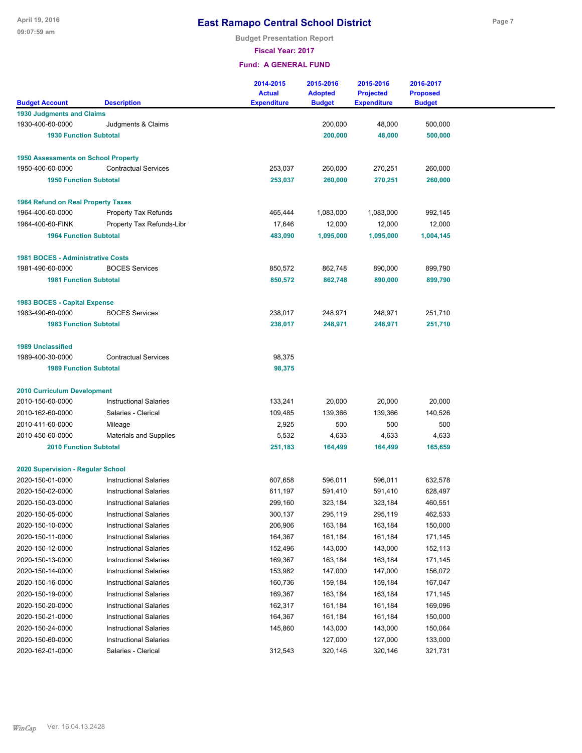# East Ramapo Central School District

**Budget Presentation Report**

**Fiscal Year: 2017**

**Fund: A GENERAL FUND**

| Budget Account | Description | 2014-2015 Actual Expenditure | 2015-2016 Adopted Budget | 2015-2016 Projected Expenditure | 2016-2017 Proposed Budget |
|---|---|---|---|---|---|
| **1930 Judgments and Claims** | | | | | |
| 1930-400-60-0000 | Judgments & Claims | | 200,000 | 48,000 | 500,000 |
| **1930 Function Subtotal** | | | **200,000** | **48,000** | **500,000** |
| **1950 Assessments on School Property** | | | | | |
| 1950-400-60-0000 | Contractual Services | 253,037 | 260,000 | 270,251 | 260,000 |
| **1950 Function Subtotal** | | **253,037** | **260,000** | **270,251** | **260,000** |
| **1964 Refund on Real Property Taxes** | | | | | |
| 1964-400-60-0000 | Property Tax Refunds | 465,444 | 1,083,000 | 1,083,000 | 992,145 |
| 1964-400-60-FINK | Property Tax Refunds-Libr | 17,646 | 12,000 | 12,000 | 12,000 |
| **1964 Function Subtotal** | | **483,090** | **1,095,000** | **1,095,000** | **1,004,145** |
| **1981 BOCES - Administrative Costs** | | | | | |
| 1981-490-60-0000 | BOCES Services | 850,572 | 862,748 | 890,000 | 899,790 |
| **1981 Function Subtotal** | | **850,572** | **862,748** | **890,000** | **899,790** |
| **1983 BOCES - Capital Expense** | | | | | |
| 1983-490-60-0000 | BOCES Services | 238,017 | 248,971 | 248,971 | 251,710 |
| **1983 Function Subtotal** | | **238,017** | **248,971** | **248,971** | **251,710** |
| **1989 Unclassified** | | | | | |
| 1989-400-30-0000 | Contractual Services | 98,375 | | | |
| **1989 Function Subtotal** | | **98,375** | | | |
| **2010 Curriculum Development** | | | | | |
| 2010-150-60-0000 | Instructional Salaries | 133,241 | 20,000 | 20,000 | 20,000 |
| 2010-162-60-0000 | Salaries - Clerical | 109,485 | 139,366 | 139,366 | 140,526 |
| 2010-411-60-0000 | Mileage | 2,925 | 500 | 500 | 500 |
| 2010-450-60-0000 | Materials and Supplies | 5,532 | 4,633 | 4,633 | 4,633 |
| **2010 Function Subtotal** | | **251,183** | **164,499** | **164,499** | **165,659** |
| **2020 Supervision - Regular School** | | | | | |
| 2020-150-01-0000 | Instructional Salaries | 607,658 | 596,011 | 596,011 | 632,578 |
| 2020-150-02-0000 | Instructional Salaries | 611,197 | 591,410 | 591,410 | 628,497 |
| 2020-150-03-0000 | Instructional Salaries | 299,160 | 323,184 | 323,184 | 460,551 |
| 2020-150-05-0000 | Instructional Salaries | 300,137 | 295,119 | 295,119 | 462,533 |
| 2020-150-10-0000 | Instructional Salaries | 206,906 | 163,184 | 163,184 | 150,000 |
| 2020-150-11-0000 | Instructional Salaries | 164,367 | 161,184 | 161,184 | 171,145 |
| 2020-150-12-0000 | Instructional Salaries | 152,496 | 143,000 | 143,000 | 152,113 |
| 2020-150-13-0000 | Instructional Salaries | 169,367 | 163,184 | 163,184 | 171,145 |
| 2020-150-14-0000 | Instructional Salaries | 153,982 | 147,000 | 147,000 | 156,072 |
| 2020-150-16-0000 | Instructional Salaries | 160,736 | 159,184 | 159,184 | 167,047 |
| 2020-150-19-0000 | Instructional Salaries | 169,367 | 163,184 | 163,184 | 171,145 |
| 2020-150-20-0000 | Instructional Salaries | 162,317 | 161,184 | 161,184 | 169,096 |
| 2020-150-21-0000 | Instructional Salaries | 164,367 | 161,184 | 161,184 | 150,000 |
| 2020-150-24-0000 | Instructional Salaries | 145,860 | 143,000 | 143,000 | 150,064 |
| 2020-150-60-0000 | Instructional Salaries | | 127,000 | 127,000 | 133,000 |
| 2020-162-01-0000 | Salaries - Clerical | 312,543 | 320,146 | 320,146 | 321,731 |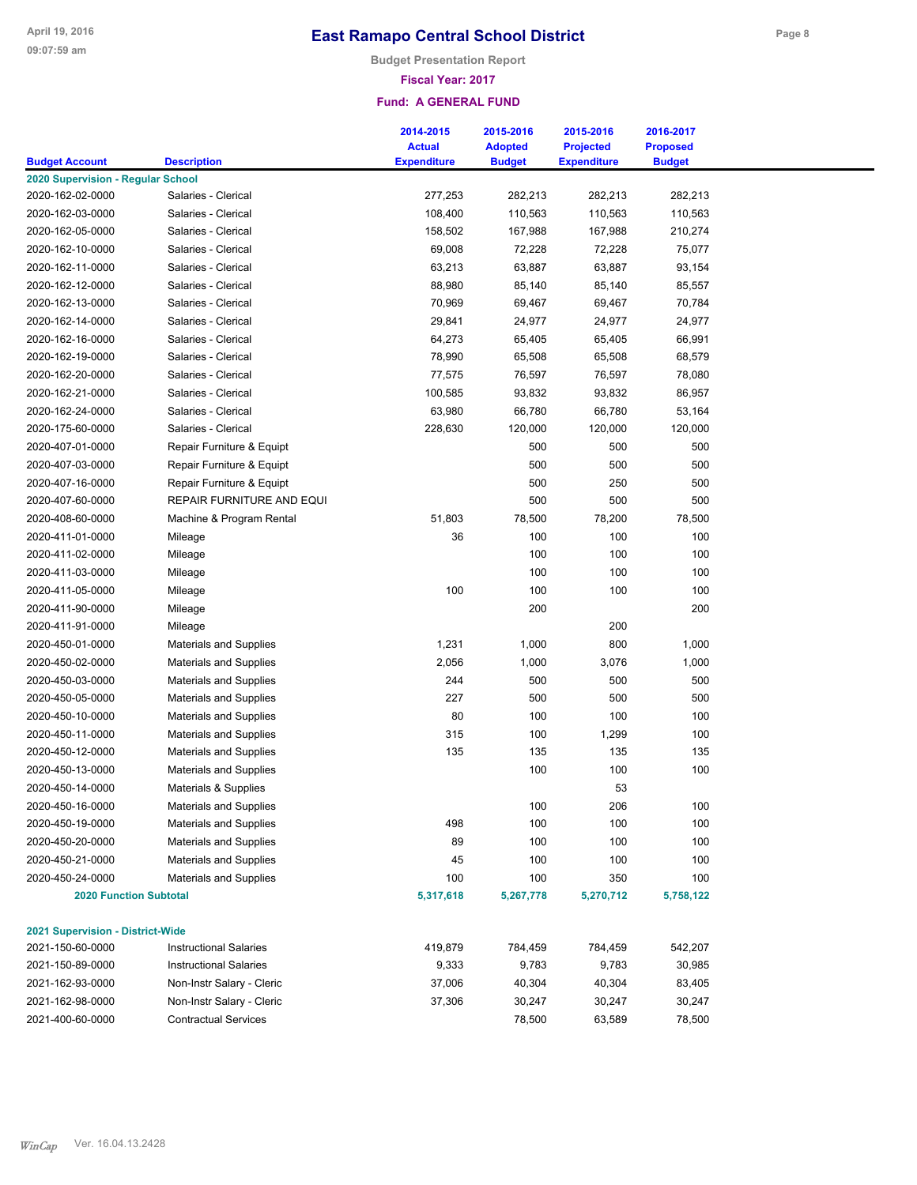# East Ramapo Central School District

**Budget Presentation Report**

**Fiscal Year: 2017**

**Fund: A GENERAL FUND**

| Budget Account | Description | 2014-2015 Actual Expenditure | 2015-2016 Adopted Budget | 2015-2016 Projected Expenditure | 2016-2017 Proposed Budget |
|---|---|---|---|---|---|
| **2020 Supervision - Regular School** | | | | | |
| 2020-162-02-0000 | Salaries - Clerical | 277,253 | 282,213 | 282,213 | 282,213 |
| 2020-162-03-0000 | Salaries - Clerical | 108,400 | 110,563 | 110,563 | 110,563 |
| 2020-162-05-0000 | Salaries - Clerical | 158,502 | 167,988 | 167,988 | 210,274 |
| 2020-162-10-0000 | Salaries - Clerical | 69,008 | 72,228 | 72,228 | 75,077 |
| 2020-162-11-0000 | Salaries - Clerical | 63,213 | 63,887 | 63,887 | 93,154 |
| 2020-162-12-0000 | Salaries - Clerical | 88,980 | 85,140 | 85,140 | 85,557 |
| 2020-162-13-0000 | Salaries - Clerical | 70,969 | 69,467 | 69,467 | 70,784 |
| 2020-162-14-0000 | Salaries - Clerical | 29,841 | 24,977 | 24,977 | 24,977 |
| 2020-162-16-0000 | Salaries - Clerical | 64,273 | 65,405 | 65,405 | 66,991 |
| 2020-162-19-0000 | Salaries - Clerical | 78,990 | 65,508 | 65,508 | 68,579 |
| 2020-162-20-0000 | Salaries - Clerical | 77,575 | 76,597 | 76,597 | 78,080 |
| 2020-162-21-0000 | Salaries - Clerical | 100,585 | 93,832 | 93,832 | 86,957 |
| 2020-162-24-0000 | Salaries - Clerical | 63,980 | 66,780 | 66,780 | 53,164 |
| 2020-175-60-0000 | Salaries - Clerical | 228,630 | 120,000 | 120,000 | 120,000 |
| 2020-407-01-0000 | Repair Furniture & Equipt | | 500 | 500 | 500 |
| 2020-407-03-0000 | Repair Furniture & Equipt | | 500 | 500 | 500 |
| 2020-407-16-0000 | Repair Furniture & Equipt | | 500 | 250 | 500 |
| 2020-407-60-0000 | REPAIR FURNITURE AND EQUI | | 500 | 500 | 500 |
| 2020-408-60-0000 | Machine & Program Rental | 51,803 | 78,500 | 78,200 | 78,500 |
| 2020-411-01-0000 | Mileage | 36 | 100 | 100 | 100 |
| 2020-411-02-0000 | Mileage | | 100 | 100 | 100 |
| 2020-411-03-0000 | Mileage | | 100 | 100 | 100 |
| 2020-411-05-0000 | Mileage | 100 | 100 | 100 | 100 |
| 2020-411-90-0000 | Mileage | | 200 | | 200 |
| 2020-411-91-0000 | Mileage | | | 200 | |
| 2020-450-01-0000 | Materials and Supplies | 1,231 | 1,000 | 800 | 1,000 |
| 2020-450-02-0000 | Materials and Supplies | 2,056 | 1,000 | 3,076 | 1,000 |
| 2020-450-03-0000 | Materials and Supplies | 244 | 500 | 500 | 500 |
| 2020-450-05-0000 | Materials and Supplies | 227 | 500 | 500 | 500 |
| 2020-450-10-0000 | Materials and Supplies | 80 | 100 | 100 | 100 |
| 2020-450-11-0000 | Materials and Supplies | 315 | 100 | 1,299 | 100 |
| 2020-450-12-0000 | Materials and Supplies | 135 | 135 | 135 | 135 |
| 2020-450-13-0000 | Materials and Supplies | | 100 | 100 | 100 |
| 2020-450-14-0000 | Materials & Supplies | | | 53 | |
| 2020-450-16-0000 | Materials and Supplies | | 100 | 206 | 100 |
| 2020-450-19-0000 | Materials and Supplies | 498 | 100 | 100 | 100 |
| 2020-450-20-0000 | Materials and Supplies | 89 | 100 | 100 | 100 |
| 2020-450-21-0000 | Materials and Supplies | 45 | 100 | 100 | 100 |
| 2020-450-24-0000 | Materials and Supplies | 100 | 100 | 350 | 100 |
| **2020 Function Subtotal** | | **5,317,618** | **5,267,778** | **5,270,712** | **5,758,122** |
| **2021 Supervision - District-Wide** | | | | | |
| 2021-150-60-0000 | Instructional Salaries | 419,879 | 784,459 | 784,459 | 542,207 |
| 2021-150-89-0000 | Instructional Salaries | 9,333 | 9,783 | 9,783 | 30,985 |
| 2021-162-93-0000 | Non-Instr Salary - Cleric | 37,006 | 40,304 | 40,304 | 83,405 |
| 2021-162-98-0000 | Non-Instr Salary - Cleric | 37,306 | 30,247 | 30,247 | 30,247 |
| 2021-400-60-0000 | Contractual Services | | 78,500 | 63,589 | 78,500 |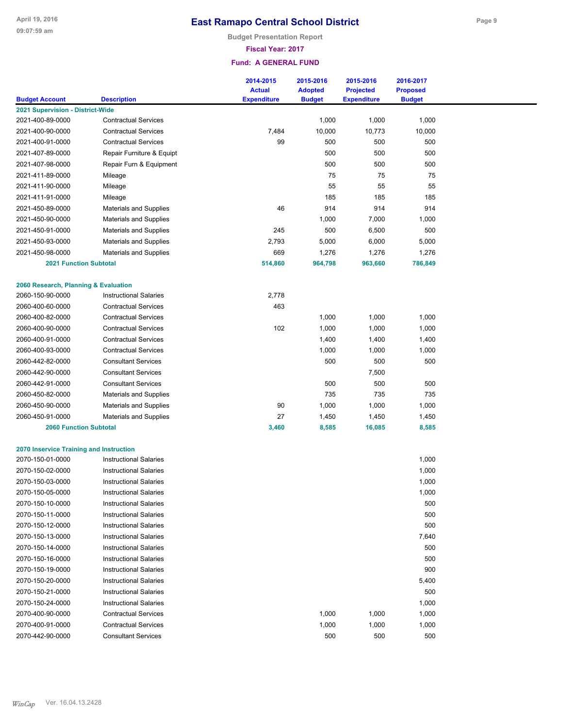# East Ramapo Central School District

Budget Presentation Report

Fiscal Year: 2017

Fund: A GENERAL FUND

| Budget Account | Description | 2014-2015 Actual Expenditure | 2015-2016 Adopted Budget | 2015-2016 Projected Expenditure | 2016-2017 Proposed Budget |
|---|---|---|---|---|---|
| **2021 Supervision - District-Wide** | | | | | |
| 2021-400-89-0000 | Contractual Services | | 1,000 | 1,000 | 1,000 |
| 2021-400-90-0000 | Contractual Services | 7,484 | 10,000 | 10,773 | 10,000 |
| 2021-400-91-0000 | Contractual Services | 99 | 500 | 500 | 500 |
| 2021-407-89-0000 | Repair Furniture & Equipt | | 500 | 500 | 500 |
| 2021-407-98-0000 | Repair Furn & Equipment | | 500 | 500 | 500 |
| 2021-411-89-0000 | Mileage | | 75 | 75 | 75 |
| 2021-411-90-0000 | Mileage | | 55 | 55 | 55 |
| 2021-411-91-0000 | Mileage | | 185 | 185 | 185 |
| 2021-450-89-0000 | Materials and Supplies | 46 | 914 | 914 | 914 |
| 2021-450-90-0000 | Materials and Supplies | | 1,000 | 7,000 | 1,000 |
| 2021-450-91-0000 | Materials and Supplies | 245 | 500 | 6,500 | 500 |
| 2021-450-93-0000 | Materials and Supplies | 2,793 | 5,000 | 6,000 | 5,000 |
| 2021-450-98-0000 | Materials and Supplies | 669 | 1,276 | 1,276 | 1,276 |
| **2021 Function Subtotal** | | **514,860** | **964,798** | **963,660** | **786,849** |
| **2060 Research, Planning & Evaluation** | | | | | |
| 2060-150-90-0000 | Instructional Salaries | 2,778 | | | |
| 2060-400-60-0000 | Contractual Services | 463 | | | |
| 2060-400-82-0000 | Contractual Services | | 1,000 | 1,000 | 1,000 |
| 2060-400-90-0000 | Contractual Services | 102 | 1,000 | 1,000 | 1,000 |
| 2060-400-91-0000 | Contractual Services | | 1,400 | 1,400 | 1,400 |
| 2060-400-93-0000 | Contractual Services | | 1,000 | 1,000 | 1,000 |
| 2060-442-82-0000 | Consultant Services | | 500 | 500 | 500 |
| 2060-442-90-0000 | Consultant Services | | | 7,500 | |
| 2060-442-91-0000 | Consultant Services | | 500 | 500 | 500 |
| 2060-450-82-0000 | Materials and Supplies | | 735 | 735 | 735 |
| 2060-450-90-0000 | Materials and Supplies | 90 | 1,000 | 1,000 | 1,000 |
| 2060-450-91-0000 | Materials and Supplies | 27 | 1,450 | 1,450 | 1,450 |
| **2060 Function Subtotal** | | **3,460** | **8,585** | **16,085** | **8,585** |
| **2070 Inservice Training and Instruction** | | | | | |
| 2070-150-01-0000 | Instructional Salaries | | | | 1,000 |
| 2070-150-02-0000 | Instructional Salaries | | | | 1,000 |
| 2070-150-03-0000 | Instructional Salaries | | | | 1,000 |
| 2070-150-05-0000 | Instructional Salaries | | | | 1,000 |
| 2070-150-10-0000 | Instructional Salaries | | | | 500 |
| 2070-150-11-0000 | Instructional Salaries | | | | 500 |
| 2070-150-12-0000 | Instructional Salaries | | | | 500 |
| 2070-150-13-0000 | Instructional Salaries | | | | 7,640 |
| 2070-150-14-0000 | Instructional Salaries | | | | 500 |
| 2070-150-16-0000 | Instructional Salaries | | | | 500 |
| 2070-150-19-0000 | Instructional Salaries | | | | 900 |
| 2070-150-20-0000 | Instructional Salaries | | | | 5,400 |
| 2070-150-21-0000 | Instructional Salaries | | | | 500 |
| 2070-150-24-0000 | Instructional Salaries | | | | 1,000 |
| 2070-400-90-0000 | Contractual Services | | 1,000 | 1,000 | 1,000 |
| 2070-400-91-0000 | Contractual Services | | 1,000 | 1,000 | 1,000 |
| 2070-442-90-0000 | Consultant Services | | 500 | 500 | 500 |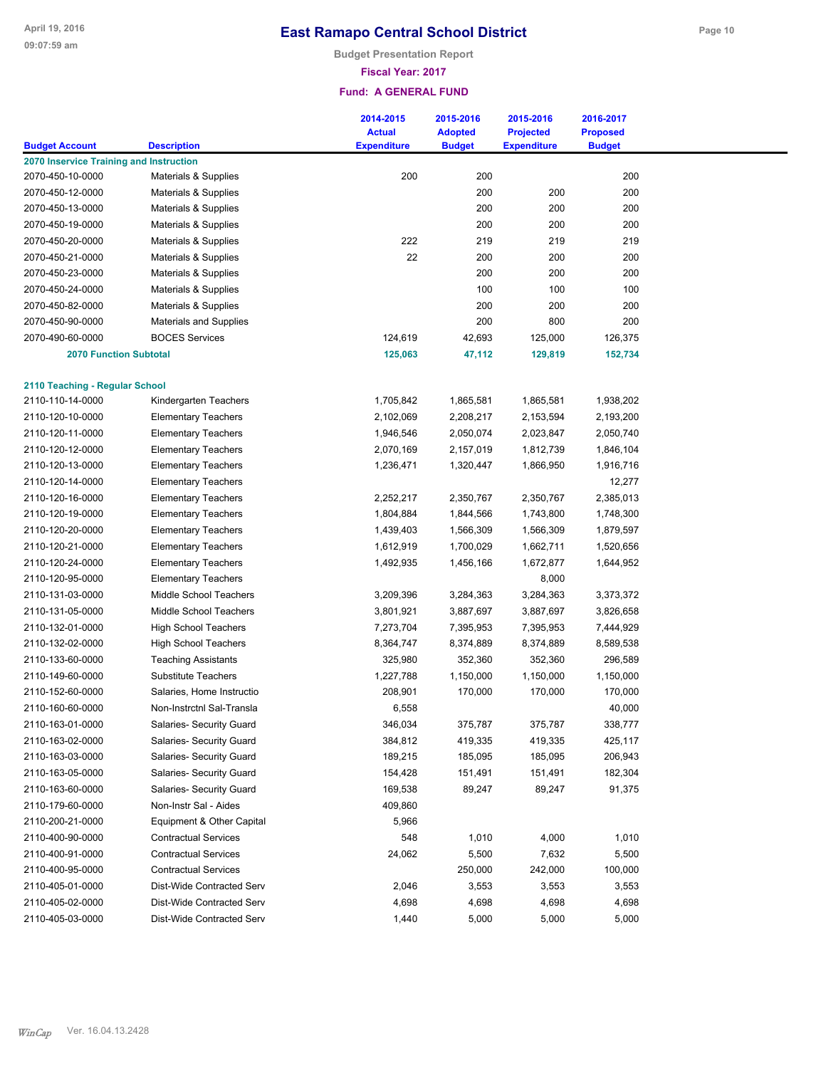# East Ramapo Central School District

**Budget Presentation Report**

**Fiscal Year: 2017**

**Fund: A GENERAL FUND**

| Budget Account | Description | 2014-2015 Actual Expenditure | 2015-2016 Adopted Budget | 2015-2016 Projected Expenditure | 2016-2017 Proposed Budget |
|---|---|---|---|---|---|
| **2070 Inservice Training and Instruction** | | | | | |
| 2070-450-10-0000 | Materials & Supplies | 200 | 200 | | 200 |
| 2070-450-12-0000 | Materials & Supplies | | 200 | 200 | 200 |
| 2070-450-13-0000 | Materials & Supplies | | 200 | 200 | 200 |
| 2070-450-19-0000 | Materials & Supplies | | 200 | 200 | 200 |
| 2070-450-20-0000 | Materials & Supplies | 222 | 219 | 219 | 219 |
| 2070-450-21-0000 | Materials & Supplies | 22 | 200 | 200 | 200 |
| 2070-450-23-0000 | Materials & Supplies | | 200 | 200 | 200 |
| 2070-450-24-0000 | Materials & Supplies | | 100 | 100 | 100 |
| 2070-450-82-0000 | Materials & Supplies | | 200 | 200 | 200 |
| 2070-450-90-0000 | Materials and Supplies | | 200 | 800 | 200 |
| 2070-490-60-0000 | BOCES Services | 124,619 | 42,693 | 125,000 | 126,375 |
| **2070 Function Subtotal** | | **125,063** | **47,112** | **129,819** | **152,734** |
| **2110 Teaching - Regular School** | | | | | |
| 2110-110-14-0000 | Kindergarten Teachers | 1,705,842 | 1,865,581 | 1,865,581 | 1,938,202 |
| 2110-120-10-0000 | Elementary Teachers | 2,102,069 | 2,208,217 | 2,153,594 | 2,193,200 |
| 2110-120-11-0000 | Elementary Teachers | 1,946,546 | 2,050,074 | 2,023,847 | 2,050,740 |
| 2110-120-12-0000 | Elementary Teachers | 2,070,169 | 2,157,019 | 1,812,739 | 1,846,104 |
| 2110-120-13-0000 | Elementary Teachers | 1,236,471 | 1,320,447 | 1,866,950 | 1,916,716 |
| 2110-120-14-0000 | Elementary Teachers | | | | 12,277 |
| 2110-120-16-0000 | Elementary Teachers | 2,252,217 | 2,350,767 | 2,350,767 | 2,385,013 |
| 2110-120-19-0000 | Elementary Teachers | 1,804,884 | 1,844,566 | 1,743,800 | 1,748,300 |
| 2110-120-20-0000 | Elementary Teachers | 1,439,403 | 1,566,309 | 1,566,309 | 1,879,597 |
| 2110-120-21-0000 | Elementary Teachers | 1,612,919 | 1,700,029 | 1,662,711 | 1,520,656 |
| 2110-120-24-0000 | Elementary Teachers | 1,492,935 | 1,456,166 | 1,672,877 | 1,644,952 |
| 2110-120-95-0000 | Elementary Teachers | | | 8,000 | |
| 2110-131-03-0000 | Middle School Teachers | 3,209,396 | 3,284,363 | 3,284,363 | 3,373,372 |
| 2110-131-05-0000 | Middle School Teachers | 3,801,921 | 3,887,697 | 3,887,697 | 3,826,658 |
| 2110-132-01-0000 | High School Teachers | 7,273,704 | 7,395,953 | 7,395,953 | 7,444,929 |
| 2110-132-02-0000 | High School Teachers | 8,364,747 | 8,374,889 | 8,374,889 | 8,589,538 |
| 2110-133-60-0000 | Teaching Assistants | 325,980 | 352,360 | 352,360 | 296,589 |
| 2110-149-60-0000 | Substitute Teachers | 1,227,788 | 1,150,000 | 1,150,000 | 1,150,000 |
| 2110-152-60-0000 | Salaries, Home Instructio | 208,901 | 170,000 | 170,000 | 170,000 |
| 2110-160-60-0000 | Non-Instrctnl Sal-Transla | 6,558 | | | 40,000 |
| 2110-163-01-0000 | Salaries- Security Guard | 346,034 | 375,787 | 375,787 | 338,777 |
| 2110-163-02-0000 | Salaries- Security Guard | 384,812 | 419,335 | 419,335 | 425,117 |
| 2110-163-03-0000 | Salaries- Security Guard | 189,215 | 185,095 | 185,095 | 206,943 |
| 2110-163-05-0000 | Salaries- Security Guard | 154,428 | 151,491 | 151,491 | 182,304 |
| 2110-163-60-0000 | Salaries- Security Guard | 169,538 | 89,247 | 89,247 | 91,375 |
| 2110-179-60-0000 | Non-Instr Sal - Aides | 409,860 | | | |
| 2110-200-21-0000 | Equipment & Other Capital | 5,966 | | | |
| 2110-400-90-0000 | Contractual Services | 548 | 1,010 | 4,000 | 1,010 |
| 2110-400-91-0000 | Contractual Services | 24,062 | 5,500 | 7,632 | 5,500 |
| 2110-400-95-0000 | Contractual Services | | 250,000 | 242,000 | 100,000 |
| 2110-405-01-0000 | Dist-Wide Contracted Serv | 2,046 | 3,553 | 3,553 | 3,553 |
| 2110-405-02-0000 | Dist-Wide Contracted Serv | 4,698 | 4,698 | 4,698 | 4,698 |
| 2110-405-03-0000 | Dist-Wide Contracted Serv | 1,440 | 5,000 | 5,000 | 5,000 |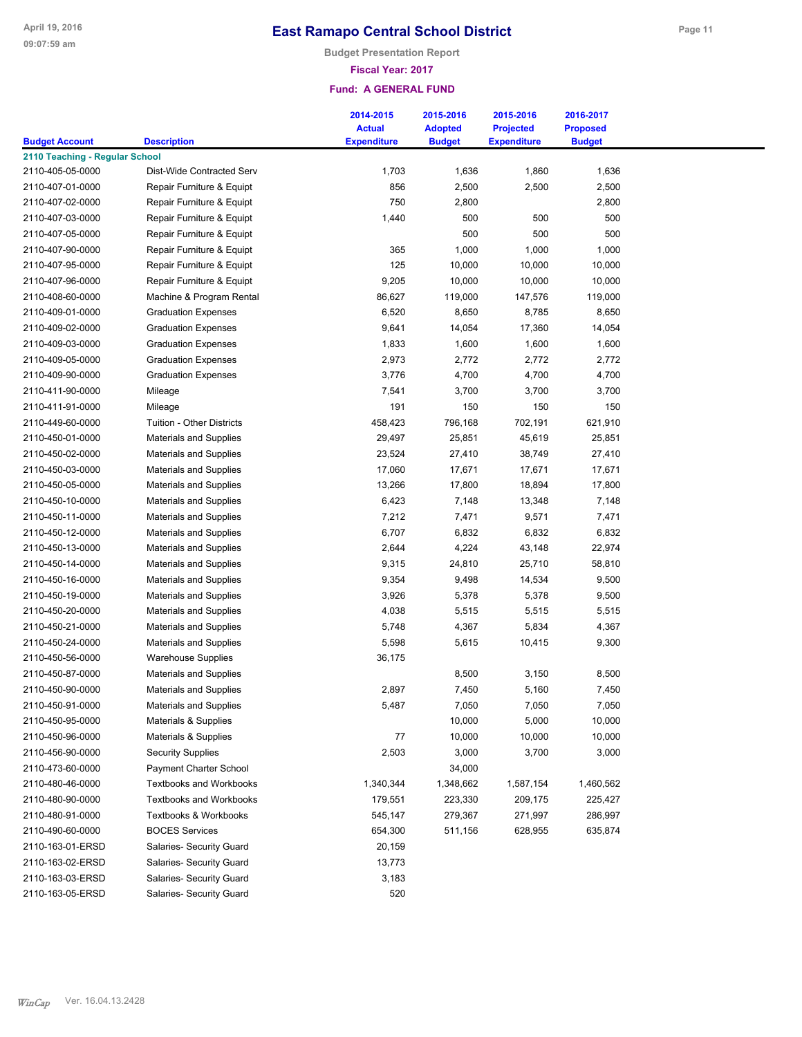# East Ramapo Central School District

**Budget Presentation Report**

**Fiscal Year: 2017**

**Fund: A GENERAL FUND**

| Budget Account | Description | 2014-2015 Actual Expenditure | 2015-2016 Adopted Budget | 2015-2016 Projected Expenditure | 2016-2017 Proposed Budget |
|---|---|---|---|---|---|
| **2110 Teaching - Regular School** | | | | | |
| 2110-405-05-0000 | Dist-Wide Contracted Serv | 1,703 | 1,636 | 1,860 | 1,636 |
| 2110-407-01-0000 | Repair Furniture & Equipt | 856 | 2,500 | 2,500 | 2,500 |
| 2110-407-02-0000 | Repair Furniture & Equipt | 750 | 2,800 | | 2,800 |
| 2110-407-03-0000 | Repair Furniture & Equipt | 1,440 | 500 | 500 | 500 |
| 2110-407-05-0000 | Repair Furniture & Equipt | | 500 | 500 | 500 |
| 2110-407-90-0000 | Repair Furniture & Equipt | 365 | 1,000 | 1,000 | 1,000 |
| 2110-407-95-0000 | Repair Furniture & Equipt | 125 | 10,000 | 10,000 | 10,000 |
| 2110-407-96-0000 | Repair Furniture & Equipt | 9,205 | 10,000 | 10,000 | 10,000 |
| 2110-408-60-0000 | Machine & Program Rental | 86,627 | 119,000 | 147,576 | 119,000 |
| 2110-409-01-0000 | Graduation Expenses | 6,520 | 8,650 | 8,785 | 8,650 |
| 2110-409-02-0000 | Graduation Expenses | 9,641 | 14,054 | 17,360 | 14,054 |
| 2110-409-03-0000 | Graduation Expenses | 1,833 | 1,600 | 1,600 | 1,600 |
| 2110-409-05-0000 | Graduation Expenses | 2,973 | 2,772 | 2,772 | 2,772 |
| 2110-409-90-0000 | Graduation Expenses | 3,776 | 4,700 | 4,700 | 4,700 |
| 2110-411-90-0000 | Mileage | 7,541 | 3,700 | 3,700 | 3,700 |
| 2110-411-91-0000 | Mileage | 191 | 150 | 150 | 150 |
| 2110-449-60-0000 | Tuition - Other Districts | 458,423 | 796,168 | 702,191 | 621,910 |
| 2110-450-01-0000 | Materials and Supplies | 29,497 | 25,851 | 45,619 | 25,851 |
| 2110-450-02-0000 | Materials and Supplies | 23,524 | 27,410 | 38,749 | 27,410 |
| 2110-450-03-0000 | Materials and Supplies | 17,060 | 17,671 | 17,671 | 17,671 |
| 2110-450-05-0000 | Materials and Supplies | 13,266 | 17,800 | 18,894 | 17,800 |
| 2110-450-10-0000 | Materials and Supplies | 6,423 | 7,148 | 13,348 | 7,148 |
| 2110-450-11-0000 | Materials and Supplies | 7,212 | 7,471 | 9,571 | 7,471 |
| 2110-450-12-0000 | Materials and Supplies | 6,707 | 6,832 | 6,832 | 6,832 |
| 2110-450-13-0000 | Materials and Supplies | 2,644 | 4,224 | 43,148 | 22,974 |
| 2110-450-14-0000 | Materials and Supplies | 9,315 | 24,810 | 25,710 | 58,810 |
| 2110-450-16-0000 | Materials and Supplies | 9,354 | 9,498 | 14,534 | 9,500 |
| 2110-450-19-0000 | Materials and Supplies | 3,926 | 5,378 | 5,378 | 9,500 |
| 2110-450-20-0000 | Materials and Supplies | 4,038 | 5,515 | 5,515 | 5,515 |
| 2110-450-21-0000 | Materials and Supplies | 5,748 | 4,367 | 5,834 | 4,367 |
| 2110-450-24-0000 | Materials and Supplies | 5,598 | 5,615 | 10,415 | 9,300 |
| 2110-450-56-0000 | Warehouse Supplies | 36,175 | | | |
| 2110-450-87-0000 | Materials and Supplies | | 8,500 | 3,150 | 8,500 |
| 2110-450-90-0000 | Materials and Supplies | 2,897 | 7,450 | 5,160 | 7,450 |
| 2110-450-91-0000 | Materials and Supplies | 5,487 | 7,050 | 7,050 | 7,050 |
| 2110-450-95-0000 | Materials & Supplies | | 10,000 | 5,000 | 10,000 |
| 2110-450-96-0000 | Materials & Supplies | 77 | 10,000 | 10,000 | 10,000 |
| 2110-456-90-0000 | Security Supplies | 2,503 | 3,000 | 3,700 | 3,000 |
| 2110-473-60-0000 | Payment Charter School | | 34,000 | | |
| 2110-480-46-0000 | Textbooks and Workbooks | 1,340,344 | 1,348,662 | 1,587,154 | 1,460,562 |
| 2110-480-90-0000 | Textbooks and Workbooks | 179,551 | 223,330 | 209,175 | 225,427 |
| 2110-480-91-0000 | Textbooks & Workbooks | 545,147 | 279,367 | 271,997 | 286,997 |
| 2110-490-60-0000 | BOCES Services | 654,300 | 511,156 | 628,955 | 635,874 |
| 2110-163-01-ERSD | Salaries- Security Guard | 20,159 | | | |
| 2110-163-02-ERSD | Salaries- Security Guard | 13,773 | | | |
| 2110-163-03-ERSD | Salaries- Security Guard | 3,183 | | | |
| 2110-163-05-ERSD | Salaries- Security Guard | 520 | | | |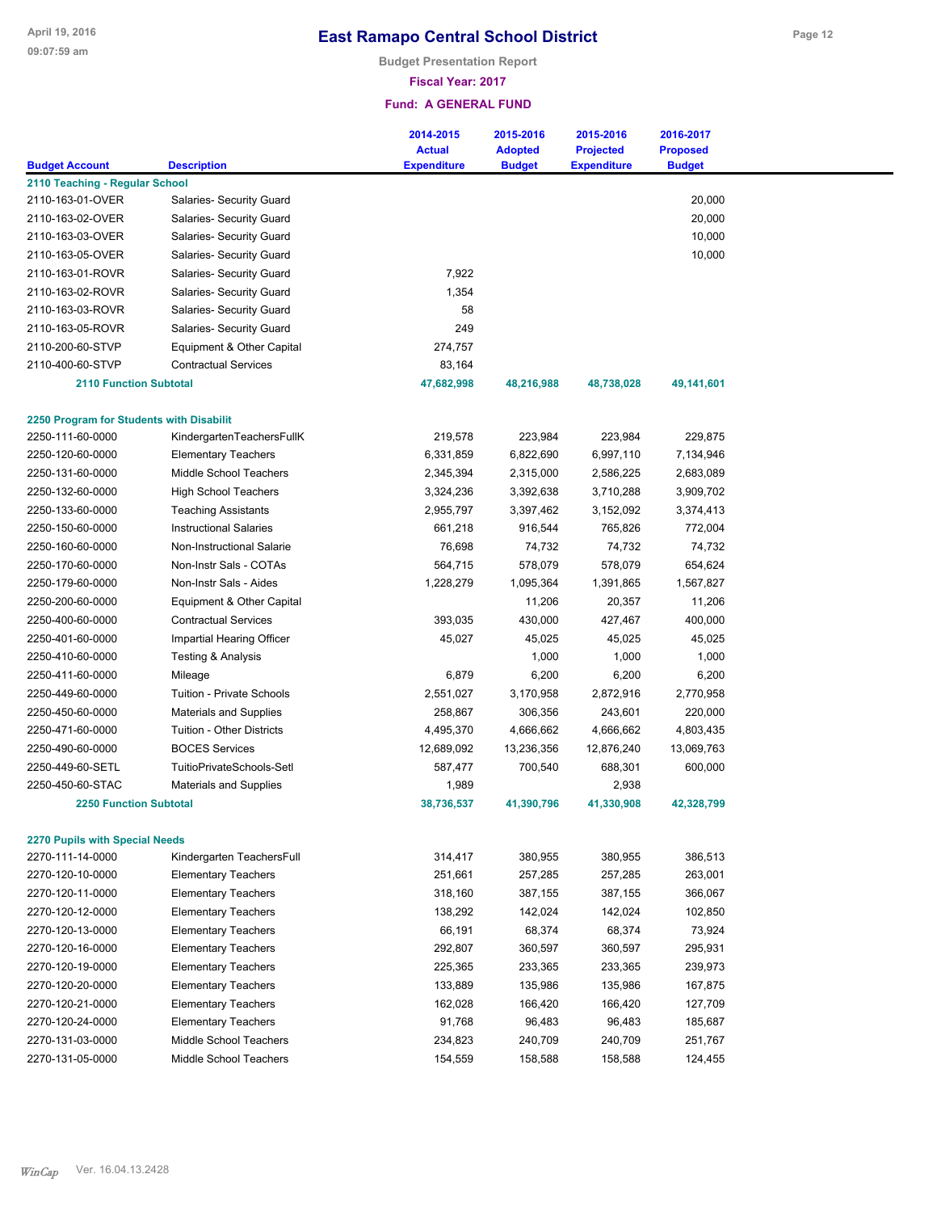# East Ramapo Central School District

**Budget Presentation Report**

**Fiscal Year: 2017**

**Fund: A GENERAL FUND**

| Budget Account | Description | 2014-2015 Actual Expenditure | 2015-2016 Adopted Budget | 2015-2016 Projected Expenditure | 2016-2017 Proposed Budget |
|---|---|---|---|---|---|
| **2110 Teaching - Regular School** | | | | | |
| 2110-163-01-OVER | Salaries- Security Guard | | | | 20,000 |
| 2110-163-02-OVER | Salaries- Security Guard | | | | 20,000 |
| 2110-163-03-OVER | Salaries- Security Guard | | | | 10,000 |
| 2110-163-05-OVER | Salaries- Security Guard | | | | 10,000 |
| 2110-163-01-ROVR | Salaries- Security Guard | 7,922 | | | |
| 2110-163-02-ROVR | Salaries- Security Guard | 1,354 | | | |
| 2110-163-03-ROVR | Salaries- Security Guard | 58 | | | |
| 2110-163-05-ROVR | Salaries- Security Guard | 249 | | | |
| 2110-200-60-STVP | Equipment & Other Capital | 274,757 | | | |
| 2110-400-60-STVP | Contractual Services | 83,164 | | | |
| **2110 Function Subtotal** | | **47,682,998** | **48,216,988** | **48,738,028** | **49,141,601** |
| **2250 Program for Students with Disabilit** | | | | | |
| 2250-111-60-0000 | KindergartenTeachersFullK | 219,578 | 223,984 | 223,984 | 229,875 |
| 2250-120-60-0000 | Elementary Teachers | 6,331,859 | 6,822,690 | 6,997,110 | 7,134,946 |
| 2250-131-60-0000 | Middle School Teachers | 2,345,394 | 2,315,000 | 2,586,225 | 2,683,089 |
| 2250-132-60-0000 | High School Teachers | 3,324,236 | 3,392,638 | 3,710,288 | 3,909,702 |
| 2250-133-60-0000 | Teaching Assistants | 2,955,797 | 3,397,462 | 3,152,092 | 3,374,413 |
| 2250-150-60-0000 | Instructional Salaries | 661,218 | 916,544 | 765,826 | 772,004 |
| 2250-160-60-0000 | Non-Instructional Salarie | 76,698 | 74,732 | 74,732 | 74,732 |
| 2250-170-60-0000 | Non-Instr Sals - COTAs | 564,715 | 578,079 | 578,079 | 654,624 |
| 2250-179-60-0000 | Non-Instr Sals - Aides | 1,228,279 | 1,095,364 | 1,391,865 | 1,567,827 |
| 2250-200-60-0000 | Equipment & Other Capital | | 11,206 | 20,357 | 11,206 |
| 2250-400-60-0000 | Contractual Services | 393,035 | 430,000 | 427,467 | 400,000 |
| 2250-401-60-0000 | Impartial Hearing Officer | 45,027 | 45,025 | 45,025 | 45,025 |
| 2250-410-60-0000 | Testing & Analysis | | 1,000 | 1,000 | 1,000 |
| 2250-411-60-0000 | Mileage | 6,879 | 6,200 | 6,200 | 6,200 |
| 2250-449-60-0000 | Tuition - Private Schools | 2,551,027 | 3,170,958 | 2,872,916 | 2,770,958 |
| 2250-450-60-0000 | Materials and Supplies | 258,867 | 306,356 | 243,601 | 220,000 |
| 2250-471-60-0000 | Tuition - Other Districts | 4,495,370 | 4,666,662 | 4,666,662 | 4,803,435 |
| 2250-490-60-0000 | BOCES Services | 12,689,092 | 13,236,356 | 12,876,240 | 13,069,763 |
| 2250-449-60-SETL | TuitioPrivateSchools-Setl | 587,477 | 700,540 | 688,301 | 600,000 |
| 2250-450-60-STAC | Materials and Supplies | 1,989 | | 2,938 | |
| **2250 Function Subtotal** | | **38,736,537** | **41,390,796** | **41,330,908** | **42,328,799** |
| **2270 Pupils with Special Needs** | | | | | |
| 2270-111-14-0000 | Kindergarten TeachersFull | 314,417 | 380,955 | 380,955 | 386,513 |
| 2270-120-10-0000 | Elementary Teachers | 251,661 | 257,285 | 257,285 | 263,001 |
| 2270-120-11-0000 | Elementary Teachers | 318,160 | 387,155 | 387,155 | 366,067 |
| 2270-120-12-0000 | Elementary Teachers | 138,292 | 142,024 | 142,024 | 102,850 |
| 2270-120-13-0000 | Elementary Teachers | 66,191 | 68,374 | 68,374 | 73,924 |
| 2270-120-16-0000 | Elementary Teachers | 292,807 | 360,597 | 360,597 | 295,931 |
| 2270-120-19-0000 | Elementary Teachers | 225,365 | 233,365 | 233,365 | 239,973 |
| 2270-120-20-0000 | Elementary Teachers | 133,889 | 135,986 | 135,986 | 167,875 |
| 2270-120-21-0000 | Elementary Teachers | 162,028 | 166,420 | 166,420 | 127,709 |
| 2270-120-24-0000 | Elementary Teachers | 91,768 | 96,483 | 96,483 | 185,687 |
| 2270-131-03-0000 | Middle School Teachers | 234,823 | 240,709 | 240,709 | 251,767 |
| 2270-131-05-0000 | Middle School Teachers | 154,559 | 158,588 | 158,588 | 124,455 |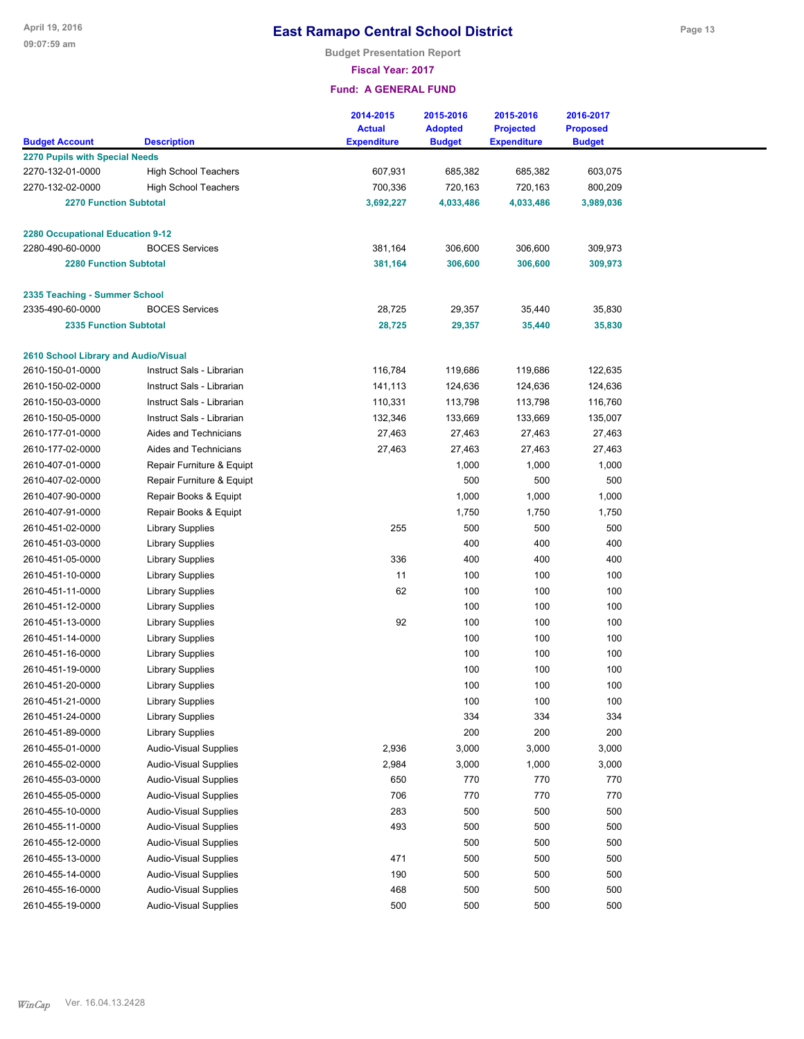# East Ramapo Central School District

**Budget Presentation Report**

**Fiscal Year: 2017**

**Fund: A GENERAL FUND**

| Budget Account | Description | 2014-2015 Actual Expenditure | 2015-2016 Adopted Budget | 2015-2016 Projected Expenditure | 2016-2017 Proposed Budget |
|---|---|---|---|---|---|
| **2270 Pupils with Special Needs** | | | | | |
| 2270-132-01-0000 | High School Teachers | 607,931 | 685,382 | 685,382 | 603,075 |
| 2270-132-02-0000 | High School Teachers | 700,336 | 720,163 | 720,163 | 800,209 |
| **2270 Function Subtotal** | | **3,692,227** | **4,033,486** | **4,033,486** | **3,989,036** |
| **2280 Occupational Education 9-12** | | | | | |
| 2280-490-60-0000 | BOCES Services | 381,164 | 306,600 | 306,600 | 309,973 |
| **2280 Function Subtotal** | | **381,164** | **306,600** | **306,600** | **309,973** |
| **2335 Teaching - Summer School** | | | | | |
| 2335-490-60-0000 | BOCES Services | 28,725 | 29,357 | 35,440 | 35,830 |
| **2335 Function Subtotal** | | **28,725** | **29,357** | **35,440** | **35,830** |
| **2610 School Library and Audio/Visual** | | | | | |
| 2610-150-01-0000 | Instruct Sals - Librarian | 116,784 | 119,686 | 119,686 | 122,635 |
| 2610-150-02-0000 | Instruct Sals - Librarian | 141,113 | 124,636 | 124,636 | 124,636 |
| 2610-150-03-0000 | Instruct Sals - Librarian | 110,331 | 113,798 | 113,798 | 116,760 |
| 2610-150-05-0000 | Instruct Sals - Librarian | 132,346 | 133,669 | 133,669 | 135,007 |
| 2610-177-01-0000 | Aides and Technicians | 27,463 | 27,463 | 27,463 | 27,463 |
| 2610-177-02-0000 | Aides and Technicians | 27,463 | 27,463 | 27,463 | 27,463 |
| 2610-407-01-0000 | Repair Furniture & Equipt | | 1,000 | 1,000 | 1,000 |
| 2610-407-02-0000 | Repair Furniture & Equipt | | 500 | 500 | 500 |
| 2610-407-90-0000 | Repair Books & Equipt | | 1,000 | 1,000 | 1,000 |
| 2610-407-91-0000 | Repair Books & Equipt | | 1,750 | 1,750 | 1,750 |
| 2610-451-02-0000 | Library Supplies | 255 | 500 | 500 | 500 |
| 2610-451-03-0000 | Library Supplies | | 400 | 400 | 400 |
| 2610-451-05-0000 | Library Supplies | 336 | 400 | 400 | 400 |
| 2610-451-10-0000 | Library Supplies | 11 | 100 | 100 | 100 |
| 2610-451-11-0000 | Library Supplies | 62 | 100 | 100 | 100 |
| 2610-451-12-0000 | Library Supplies | | 100 | 100 | 100 |
| 2610-451-13-0000 | Library Supplies | 92 | 100 | 100 | 100 |
| 2610-451-14-0000 | Library Supplies | | 100 | 100 | 100 |
| 2610-451-16-0000 | Library Supplies | | 100 | 100 | 100 |
| 2610-451-19-0000 | Library Supplies | | 100 | 100 | 100 |
| 2610-451-20-0000 | Library Supplies | | 100 | 100 | 100 |
| 2610-451-21-0000 | Library Supplies | | 100 | 100 | 100 |
| 2610-451-24-0000 | Library Supplies | | 334 | 334 | 334 |
| 2610-451-89-0000 | Library Supplies | | 200 | 200 | 200 |
| 2610-455-01-0000 | Audio-Visual Supplies | 2,936 | 3,000 | 3,000 | 3,000 |
| 2610-455-02-0000 | Audio-Visual Supplies | 2,984 | 3,000 | 1,000 | 3,000 |
| 2610-455-03-0000 | Audio-Visual Supplies | 650 | 770 | 770 | 770 |
| 2610-455-05-0000 | Audio-Visual Supplies | 706 | 770 | 770 | 770 |
| 2610-455-10-0000 | Audio-Visual Supplies | 283 | 500 | 500 | 500 |
| 2610-455-11-0000 | Audio-Visual Supplies | 493 | 500 | 500 | 500 |
| 2610-455-12-0000 | Audio-Visual Supplies | | 500 | 500 | 500 |
| 2610-455-13-0000 | Audio-Visual Supplies | 471 | 500 | 500 | 500 |
| 2610-455-14-0000 | Audio-Visual Supplies | 190 | 500 | 500 | 500 |
| 2610-455-16-0000 | Audio-Visual Supplies | 468 | 500 | 500 | 500 |
| 2610-455-19-0000 | Audio-Visual Supplies | 500 | 500 | 500 | 500 |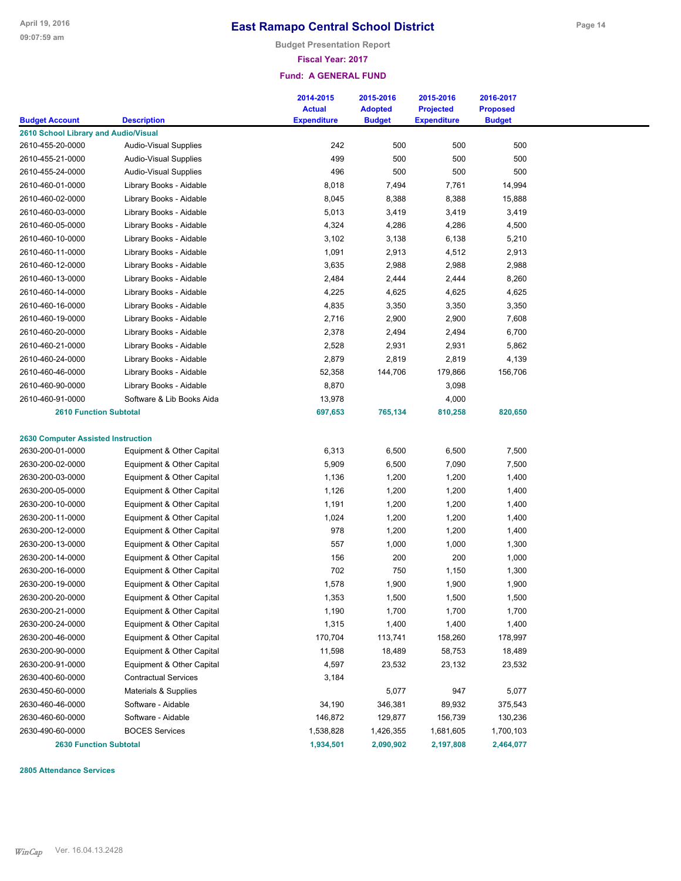# East Ramapo Central School District

**Budget Presentation Report**

**Fiscal Year: 2017**

**Fund: A GENERAL FUND**

| Budget Account | Description | 2014-2015 Actual Expenditure | 2015-2016 Adopted Budget | 2015-2016 Projected Expenditure | 2016-2017 Proposed Budget |
|---|---|---|---|---|---|
| **2610 School Library and Audio/Visual** | | | | | |
| 2610-455-20-0000 | Audio-Visual Supplies | 242 | 500 | 500 | 500 |
| 2610-455-21-0000 | Audio-Visual Supplies | 499 | 500 | 500 | 500 |
| 2610-455-24-0000 | Audio-Visual Supplies | 496 | 500 | 500 | 500 |
| 2610-460-01-0000 | Library Books - Aidable | 8,018 | 7,494 | 7,761 | 14,994 |
| 2610-460-02-0000 | Library Books - Aidable | 8,045 | 8,388 | 8,388 | 15,888 |
| 2610-460-03-0000 | Library Books - Aidable | 5,013 | 3,419 | 3,419 | 3,419 |
| 2610-460-05-0000 | Library Books - Aidable | 4,324 | 4,286 | 4,286 | 4,500 |
| 2610-460-10-0000 | Library Books - Aidable | 3,102 | 3,138 | 6,138 | 5,210 |
| 2610-460-11-0000 | Library Books - Aidable | 1,091 | 2,913 | 4,512 | 2,913 |
| 2610-460-12-0000 | Library Books - Aidable | 3,635 | 2,988 | 2,988 | 2,988 |
| 2610-460-13-0000 | Library Books - Aidable | 2,484 | 2,444 | 2,444 | 8,260 |
| 2610-460-14-0000 | Library Books - Aidable | 4,225 | 4,625 | 4,625 | 4,625 |
| 2610-460-16-0000 | Library Books - Aidable | 4,835 | 3,350 | 3,350 | 3,350 |
| 2610-460-19-0000 | Library Books - Aidable | 2,716 | 2,900 | 2,900 | 7,608 |
| 2610-460-20-0000 | Library Books - Aidable | 2,378 | 2,494 | 2,494 | 6,700 |
| 2610-460-21-0000 | Library Books - Aidable | 2,528 | 2,931 | 2,931 | 5,862 |
| 2610-460-24-0000 | Library Books - Aidable | 2,879 | 2,819 | 2,819 | 4,139 |
| 2610-460-46-0000 | Library Books - Aidable | 52,358 | 144,706 | 179,866 | 156,706 |
| 2610-460-90-0000 | Library Books - Aidable | 8,870 | | 3,098 | |
| 2610-460-91-0000 | Software & Lib Books Aida | 13,978 | | 4,000 | |
| **2610 Function Subtotal** | | **697,653** | **765,134** | **810,258** | **820,650** |
| **2630 Computer Assisted Instruction** | | | | | |
| 2630-200-01-0000 | Equipment & Other Capital | 6,313 | 6,500 | 6,500 | 7,500 |
| 2630-200-02-0000 | Equipment & Other Capital | 5,909 | 6,500 | 7,090 | 7,500 |
| 2630-200-03-0000 | Equipment & Other Capital | 1,136 | 1,200 | 1,200 | 1,400 |
| 2630-200-05-0000 | Equipment & Other Capital | 1,126 | 1,200 | 1,200 | 1,400 |
| 2630-200-10-0000 | Equipment & Other Capital | 1,191 | 1,200 | 1,200 | 1,400 |
| 2630-200-11-0000 | Equipment & Other Capital | 1,024 | 1,200 | 1,200 | 1,400 |
| 2630-200-12-0000 | Equipment & Other Capital | 978 | 1,200 | 1,200 | 1,400 |
| 2630-200-13-0000 | Equipment & Other Capital | 557 | 1,000 | 1,000 | 1,300 |
| 2630-200-14-0000 | Equipment & Other Capital | 156 | 200 | 200 | 1,000 |
| 2630-200-16-0000 | Equipment & Other Capital | 702 | 750 | 1,150 | 1,300 |
| 2630-200-19-0000 | Equipment & Other Capital | 1,578 | 1,900 | 1,900 | 1,900 |
| 2630-200-20-0000 | Equipment & Other Capital | 1,353 | 1,500 | 1,500 | 1,500 |
| 2630-200-21-0000 | Equipment & Other Capital | 1,190 | 1,700 | 1,700 | 1,700 |
| 2630-200-24-0000 | Equipment & Other Capital | 1,315 | 1,400 | 1,400 | 1,400 |
| 2630-200-46-0000 | Equipment & Other Capital | 170,704 | 113,741 | 158,260 | 178,997 |
| 2630-200-90-0000 | Equipment & Other Capital | 11,598 | 18,489 | 58,753 | 18,489 |
| 2630-200-91-0000 | Equipment & Other Capital | 4,597 | 23,532 | 23,132 | 23,532 |
| 2630-400-60-0000 | Contractual Services | 3,184 | | | |
| 2630-450-60-0000 | Materials & Supplies | | 5,077 | 947 | 5,077 |
| 2630-460-46-0000 | Software - Aidable | 34,190 | 346,381 | 89,932 | 375,543 |
| 2630-460-60-0000 | Software - Aidable | 146,872 | 129,877 | 156,739 | 130,236 |
| 2630-490-60-0000 | BOCES Services | 1,538,828 | 1,426,355 | 1,681,605 | 1,700,103 |
| **2630 Function Subtotal** | | **1,934,501** | **2,090,902** | **2,197,808** | **2,464,077** |

**2805 Attendance Services**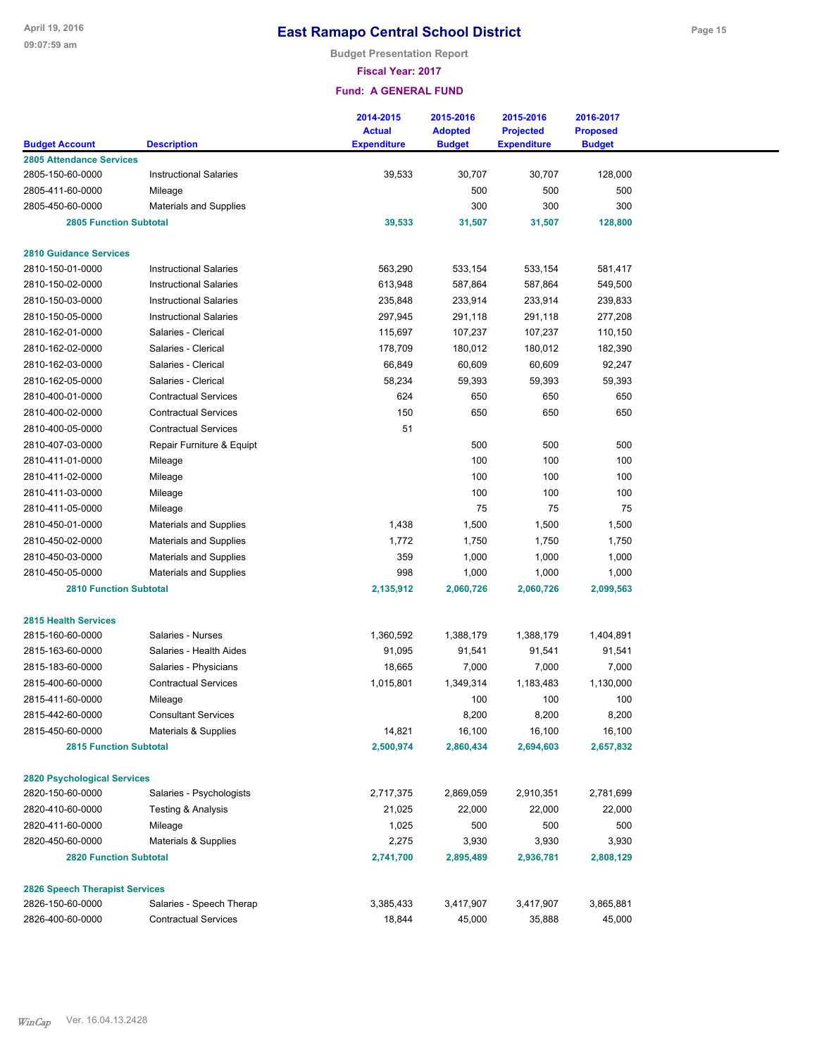# East Ramapo Central School District

Budget Presentation Report

Fiscal Year: 2017

Fund: A GENERAL FUND

| Budget Account | Description | 2014-2015 Actual Expenditure | 2015-2016 Adopted Budget | 2015-2016 Projected Expenditure | 2016-2017 Proposed Budget |
|---|---|---|---|---|---|
| **2805 Attendance Services** | | | | | |
| 2805-150-60-0000 | Instructional Salaries | 39,533 | 30,707 | 30,707 | 128,000 |
| 2805-411-60-0000 | Mileage | | 500 | 500 | 500 |
| 2805-450-60-0000 | Materials and Supplies | | 300 | 300 | 300 |
| **2805 Function Subtotal** | | **39,533** | **31,507** | **31,507** | **128,800** |
| **2810 Guidance Services** | | | | | |
| 2810-150-01-0000 | Instructional Salaries | 563,290 | 533,154 | 533,154 | 581,417 |
| 2810-150-02-0000 | Instructional Salaries | 613,948 | 587,864 | 587,864 | 549,500 |
| 2810-150-03-0000 | Instructional Salaries | 235,848 | 233,914 | 233,914 | 239,833 |
| 2810-150-05-0000 | Instructional Salaries | 297,945 | 291,118 | 291,118 | 277,208 |
| 2810-162-01-0000 | Salaries - Clerical | 115,697 | 107,237 | 107,237 | 110,150 |
| 2810-162-02-0000 | Salaries - Clerical | 178,709 | 180,012 | 180,012 | 182,390 |
| 2810-162-03-0000 | Salaries - Clerical | 66,849 | 60,609 | 60,609 | 92,247 |
| 2810-162-05-0000 | Salaries - Clerical | 58,234 | 59,393 | 59,393 | 59,393 |
| 2810-400-01-0000 | Contractual Services | 624 | 650 | 650 | 650 |
| 2810-400-02-0000 | Contractual Services | 150 | 650 | 650 | 650 |
| 2810-400-05-0000 | Contractual Services | 51 | | | |
| 2810-407-03-0000 | Repair Furniture & Equipt | | 500 | 500 | 500 |
| 2810-411-01-0000 | Mileage | | 100 | 100 | 100 |
| 2810-411-02-0000 | Mileage | | 100 | 100 | 100 |
| 2810-411-03-0000 | Mileage | | 100 | 100 | 100 |
| 2810-411-05-0000 | Mileage | | 75 | 75 | 75 |
| 2810-450-01-0000 | Materials and Supplies | 1,438 | 1,500 | 1,500 | 1,500 |
| 2810-450-02-0000 | Materials and Supplies | 1,772 | 1,750 | 1,750 | 1,750 |
| 2810-450-03-0000 | Materials and Supplies | 359 | 1,000 | 1,000 | 1,000 |
| 2810-450-05-0000 | Materials and Supplies | 998 | 1,000 | 1,000 | 1,000 |
| **2810 Function Subtotal** | | **2,135,912** | **2,060,726** | **2,060,726** | **2,099,563** |
| **2815 Health Services** | | | | | |
| 2815-160-60-0000 | Salaries - Nurses | 1,360,592 | 1,388,179 | 1,388,179 | 1,404,891 |
| 2815-163-60-0000 | Salaries - Health Aides | 91,095 | 91,541 | 91,541 | 91,541 |
| 2815-183-60-0000 | Salaries - Physicians | 18,665 | 7,000 | 7,000 | 7,000 |
| 2815-400-60-0000 | Contractual Services | 1,015,801 | 1,349,314 | 1,183,483 | 1,130,000 |
| 2815-411-60-0000 | Mileage | | 100 | 100 | 100 |
| 2815-442-60-0000 | Consultant Services | | 8,200 | 8,200 | 8,200 |
| 2815-450-60-0000 | Materials & Supplies | 14,821 | 16,100 | 16,100 | 16,100 |
| **2815 Function Subtotal** | | **2,500,974** | **2,860,434** | **2,694,603** | **2,657,832** |
| **2820 Psychological Services** | | | | | |
| 2820-150-60-0000 | Salaries - Psychologists | 2,717,375 | 2,869,059 | 2,910,351 | 2,781,699 |
| 2820-410-60-0000 | Testing & Analysis | 21,025 | 22,000 | 22,000 | 22,000 |
| 2820-411-60-0000 | Mileage | 1,025 | 500 | 500 | 500 |
| 2820-450-60-0000 | Materials & Supplies | 2,275 | 3,930 | 3,930 | 3,930 |
| **2820 Function Subtotal** | | **2,741,700** | **2,895,489** | **2,936,781** | **2,808,129** |
| **2826 Speech Therapist Services** | | | | | |
| 2826-150-60-0000 | Salaries - Speech Therap | 3,385,433 | 3,417,907 | 3,417,907 | 3,865,881 |
| 2826-400-60-0000 | Contractual Services | 18,844 | 45,000 | 35,888 | 45,000 |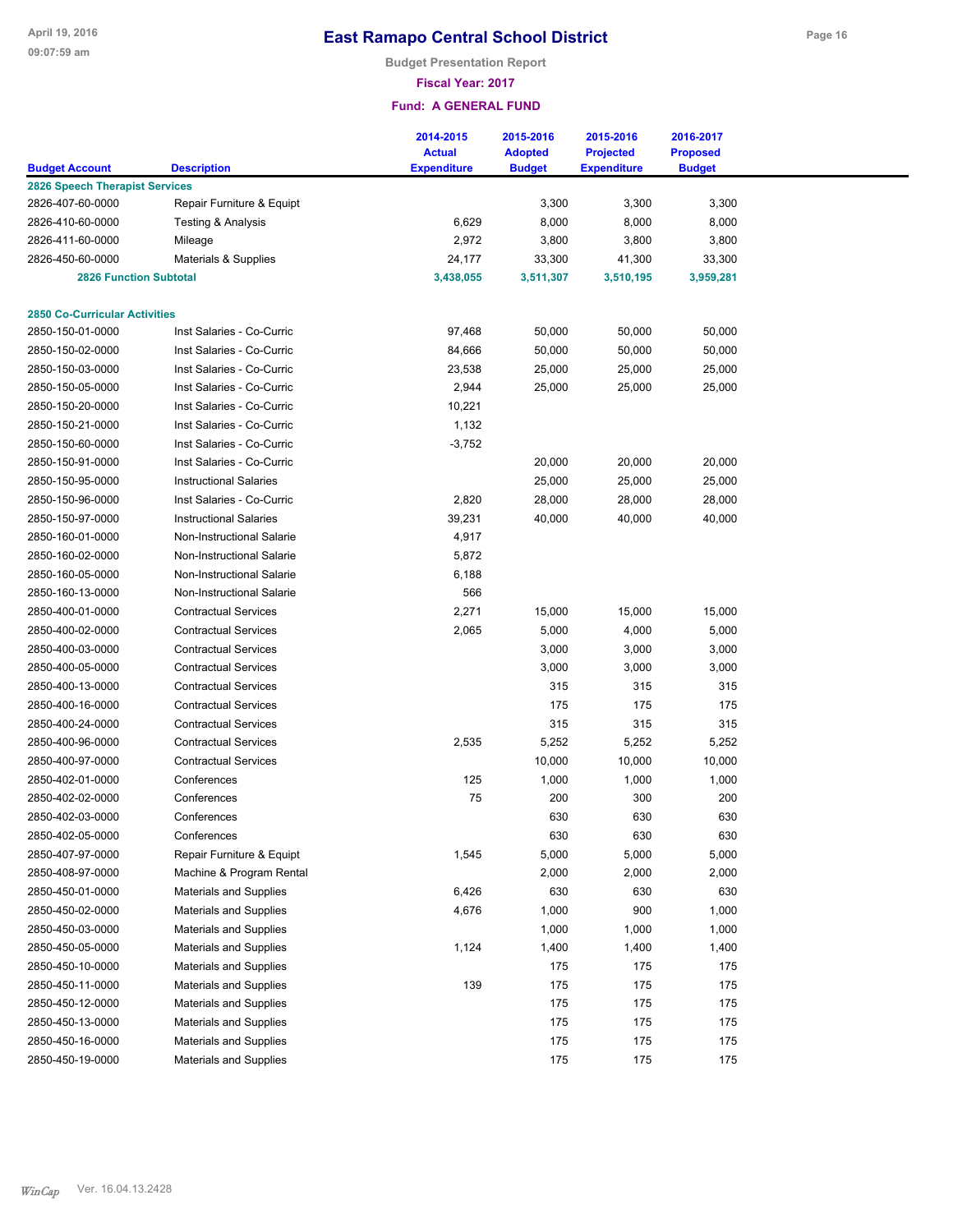# East Ramapo Central School District

**Budget Presentation Report**

**Fiscal Year: 2017**

**Fund: A GENERAL FUND**

| Budget Account | Description | 2014-2015 Actual Expenditure | 2015-2016 Adopted Budget | 2015-2016 Projected Expenditure | 2016-2017 Proposed Budget |
|---|---|---|---|---|---|
| **2826 Speech Therapist Services** | | | | | |
| 2826-407-60-0000 | Repair Furniture & Equipt | | 3,300 | 3,300 | 3,300 |
| 2826-410-60-0000 | Testing & Analysis | 6,629 | 8,000 | 8,000 | 8,000 |
| 2826-411-60-0000 | Mileage | 2,972 | 3,800 | 3,800 | 3,800 |
| 2826-450-60-0000 | Materials & Supplies | 24,177 | 33,300 | 41,300 | 33,300 |
| **2826 Function Subtotal** | | **3,438,055** | **3,511,307** | **3,510,195** | **3,959,281** |
| **2850 Co-Curricular Activities** | | | | | |
| 2850-150-01-0000 | Inst Salaries - Co-Curric | 97,468 | 50,000 | 50,000 | 50,000 |
| 2850-150-02-0000 | Inst Salaries - Co-Curric | 84,666 | 50,000 | 50,000 | 50,000 |
| 2850-150-03-0000 | Inst Salaries - Co-Curric | 23,538 | 25,000 | 25,000 | 25,000 |
| 2850-150-05-0000 | Inst Salaries - Co-Curric | 2,944 | 25,000 | 25,000 | 25,000 |
| 2850-150-20-0000 | Inst Salaries - Co-Curric | 10,221 | | | |
| 2850-150-21-0000 | Inst Salaries - Co-Curric | 1,132 | | | |
| 2850-150-60-0000 | Inst Salaries - Co-Curric | -3,752 | | | |
| 2850-150-91-0000 | Inst Salaries - Co-Curric | | 20,000 | 20,000 | 20,000 |
| 2850-150-95-0000 | Instructional Salaries | | 25,000 | 25,000 | 25,000 |
| 2850-150-96-0000 | Inst Salaries - Co-Curric | 2,820 | 28,000 | 28,000 | 28,000 |
| 2850-150-97-0000 | Instructional Salaries | 39,231 | 40,000 | 40,000 | 40,000 |
| 2850-160-01-0000 | Non-Instructional Salarie | 4,917 | | | |
| 2850-160-02-0000 | Non-Instructional Salarie | 5,872 | | | |
| 2850-160-05-0000 | Non-Instructional Salarie | 6,188 | | | |
| 2850-160-13-0000 | Non-Instructional Salarie | 566 | | | |
| 2850-400-01-0000 | Contractual Services | 2,271 | 15,000 | 15,000 | 15,000 |
| 2850-400-02-0000 | Contractual Services | 2,065 | 5,000 | 4,000 | 5,000 |
| 2850-400-03-0000 | Contractual Services | | 3,000 | 3,000 | 3,000 |
| 2850-400-05-0000 | Contractual Services | | 3,000 | 3,000 | 3,000 |
| 2850-400-13-0000 | Contractual Services | | 315 | 315 | 315 |
| 2850-400-16-0000 | Contractual Services | | 175 | 175 | 175 |
| 2850-400-24-0000 | Contractual Services | | 315 | 315 | 315 |
| 2850-400-96-0000 | Contractual Services | 2,535 | 5,252 | 5,252 | 5,252 |
| 2850-400-97-0000 | Contractual Services | | 10,000 | 10,000 | 10,000 |
| 2850-402-01-0000 | Conferences | 125 | 1,000 | 1,000 | 1,000 |
| 2850-402-02-0000 | Conferences | 75 | 200 | 300 | 200 |
| 2850-402-03-0000 | Conferences | | 630 | 630 | 630 |
| 2850-402-05-0000 | Conferences | | 630 | 630 | 630 |
| 2850-407-97-0000 | Repair Furniture & Equipt | 1,545 | 5,000 | 5,000 | 5,000 |
| 2850-408-97-0000 | Machine & Program Rental | | 2,000 | 2,000 | 2,000 |
| 2850-450-01-0000 | Materials and Supplies | 6,426 | 630 | 630 | 630 |
| 2850-450-02-0000 | Materials and Supplies | 4,676 | 1,000 | 900 | 1,000 |
| 2850-450-03-0000 | Materials and Supplies | | 1,000 | 1,000 | 1,000 |
| 2850-450-05-0000 | Materials and Supplies | 1,124 | 1,400 | 1,400 | 1,400 |
| 2850-450-10-0000 | Materials and Supplies | | 175 | 175 | 175 |
| 2850-450-11-0000 | Materials and Supplies | 139 | 175 | 175 | 175 |
| 2850-450-12-0000 | Materials and Supplies | | 175 | 175 | 175 |
| 2850-450-13-0000 | Materials and Supplies | | 175 | 175 | 175 |
| 2850-450-16-0000 | Materials and Supplies | | 175 | 175 | 175 |
| 2850-450-19-0000 | Materials and Supplies | | 175 | 175 | 175 |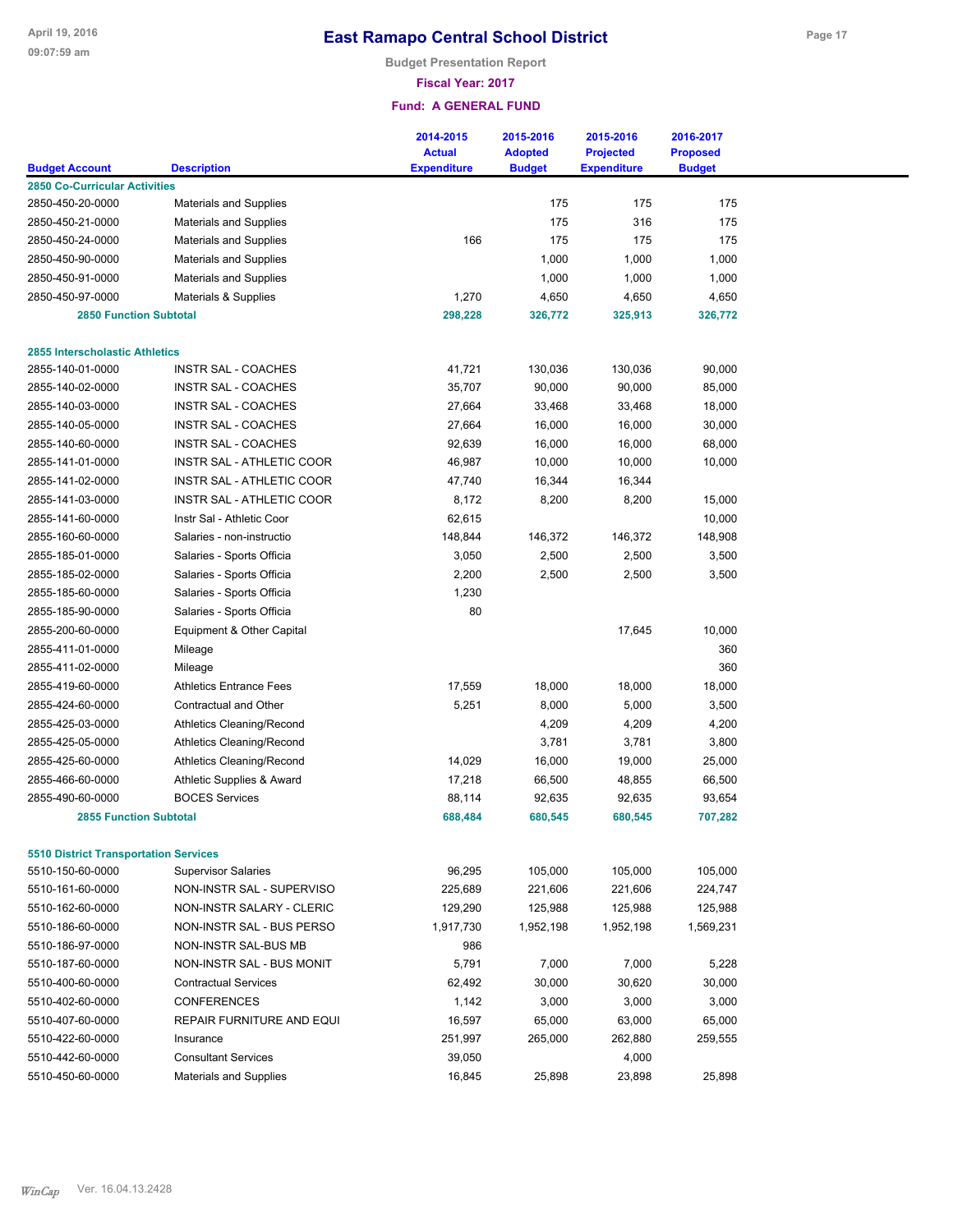# East Ramapo Central School District

**Budget Presentation Report**

**Fiscal Year: 2017**

**Fund: A GENERAL FUND**

| Budget Account | Description | 2014-2015 Actual Expenditure | 2015-2016 Adopted Budget | 2015-2016 Projected Expenditure | 2016-2017 Proposed Budget |
|---|---|---|---|---|---|
| **2850 Co-Curricular Activities** | | | | | |
| 2850-450-20-0000 | Materials and Supplies | | 175 | 175 | 175 |
| 2850-450-21-0000 | Materials and Supplies | | 175 | 316 | 175 |
| 2850-450-24-0000 | Materials and Supplies | 166 | 175 | 175 | 175 |
| 2850-450-90-0000 | Materials and Supplies | | 1,000 | 1,000 | 1,000 |
| 2850-450-91-0000 | Materials and Supplies | | 1,000 | 1,000 | 1,000 |
| 2850-450-97-0000 | Materials & Supplies | 1,270 | 4,650 | 4,650 | 4,650 |
| **2850 Function Subtotal** | | **298,228** | **326,772** | **325,913** | **326,772** |
| **2855 Interscholastic Athletics** | | | | | |
| 2855-140-01-0000 | INSTR SAL - COACHES | 41,721 | 130,036 | 130,036 | 90,000 |
| 2855-140-02-0000 | INSTR SAL - COACHES | 35,707 | 90,000 | 90,000 | 85,000 |
| 2855-140-03-0000 | INSTR SAL - COACHES | 27,664 | 33,468 | 33,468 | 18,000 |
| 2855-140-05-0000 | INSTR SAL - COACHES | 27,664 | 16,000 | 16,000 | 30,000 |
| 2855-140-60-0000 | INSTR SAL - COACHES | 92,639 | 16,000 | 16,000 | 68,000 |
| 2855-141-01-0000 | INSTR SAL - ATHLETIC COOR | 46,987 | 10,000 | 10,000 | 10,000 |
| 2855-141-02-0000 | INSTR SAL - ATHLETIC COOR | 47,740 | 16,344 | 16,344 | |
| 2855-141-03-0000 | INSTR SAL - ATHLETIC COOR | 8,172 | 8,200 | 8,200 | 15,000 |
| 2855-141-60-0000 | Instr Sal - Athletic Coor | 62,615 | | | 10,000 |
| 2855-160-60-0000 | Salaries - non-instructio | 148,844 | 146,372 | 146,372 | 148,908 |
| 2855-185-01-0000 | Salaries - Sports Officia | 3,050 | 2,500 | 2,500 | 3,500 |
| 2855-185-02-0000 | Salaries - Sports Officia | 2,200 | 2,500 | 2,500 | 3,500 |
| 2855-185-60-0000 | Salaries - Sports Officia | 1,230 | | | |
| 2855-185-90-0000 | Salaries - Sports Officia | 80 | | | |
| 2855-200-60-0000 | Equipment & Other Capital | | | 17,645 | 10,000 |
| 2855-411-01-0000 | Mileage | | | | 360 |
| 2855-411-02-0000 | Mileage | | | | 360 |
| 2855-419-60-0000 | Athletics Entrance Fees | 17,559 | 18,000 | 18,000 | 18,000 |
| 2855-424-60-0000 | Contractual and Other | 5,251 | 8,000 | 5,000 | 3,500 |
| 2855-425-03-0000 | Athletics Cleaning/Recond | | 4,209 | 4,209 | 4,200 |
| 2855-425-05-0000 | Athletics Cleaning/Recond | | 3,781 | 3,781 | 3,800 |
| 2855-425-60-0000 | Athletics Cleaning/Recond | 14,029 | 16,000 | 19,000 | 25,000 |
| 2855-466-60-0000 | Athletic Supplies & Award | 17,218 | 66,500 | 48,855 | 66,500 |
| 2855-490-60-0000 | BOCES Services | 88,114 | 92,635 | 92,635 | 93,654 |
| **2855 Function Subtotal** | | **688,484** | **680,545** | **680,545** | **707,282** |
| **5510 District Transportation Services** | | | | | |
| 5510-150-60-0000 | Supervisor Salaries | 96,295 | 105,000 | 105,000 | 105,000 |
| 5510-161-60-0000 | NON-INSTR SAL - SUPERVISO | 225,689 | 221,606 | 221,606 | 224,747 |
| 5510-162-60-0000 | NON-INSTR SALARY - CLERIC | 129,290 | 125,988 | 125,988 | 125,988 |
| 5510-186-60-0000 | NON-INSTR SAL - BUS PERSO | 1,917,730 | 1,952,198 | 1,952,198 | 1,569,231 |
| 5510-186-97-0000 | NON-INSTR SAL-BUS MB | 986 | | | |
| 5510-187-60-0000 | NON-INSTR SAL - BUS MONIT | 5,791 | 7,000 | 7,000 | 5,228 |
| 5510-400-60-0000 | Contractual Services | 62,492 | 30,000 | 30,620 | 30,000 |
| 5510-402-60-0000 | CONFERENCES | 1,142 | 3,000 | 3,000 | 3,000 |
| 5510-407-60-0000 | REPAIR FURNITURE AND EQUI | 16,597 | 65,000 | 63,000 | 65,000 |
| 5510-422-60-0000 | Insurance | 251,997 | 265,000 | 262,880 | 259,555 |
| 5510-442-60-0000 | Consultant Services | 39,050 | | 4,000 | |
| 5510-450-60-0000 | Materials and Supplies | 16,845 | 25,898 | 23,898 | 25,898 |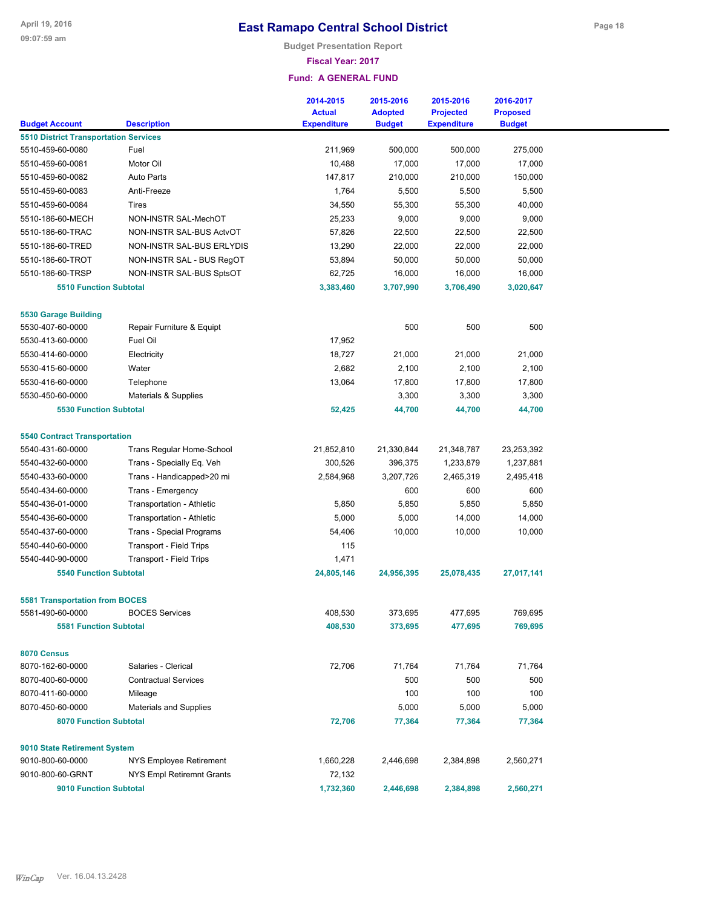# East Ramapo Central School District

**Budget Presentation Report**

**Fiscal Year: 2017**

**Fund: A GENERAL FUND**

| Budget Account | Description | 2014-2015 Actual Expenditure | 2015-2016 Adopted Budget | 2015-2016 Projected Expenditure | 2016-2017 Proposed Budget |
|---|---|---|---|---|---|
| **5510 District Transportation Services** | | | | | |
| 5510-459-60-0080 | Fuel | 211,969 | 500,000 | 500,000 | 275,000 |
| 5510-459-60-0081 | Motor Oil | 10,488 | 17,000 | 17,000 | 17,000 |
| 5510-459-60-0082 | Auto Parts | 147,817 | 210,000 | 210,000 | 150,000 |
| 5510-459-60-0083 | Anti-Freeze | 1,764 | 5,500 | 5,500 | 5,500 |
| 5510-459-60-0084 | Tires | 34,550 | 55,300 | 55,300 | 40,000 |
| 5510-186-60-MECH | NON-INSTR SAL-MechOT | 25,233 | 9,000 | 9,000 | 9,000 |
| 5510-186-60-TRAC | NON-INSTR SAL-BUS ActvOT | 57,826 | 22,500 | 22,500 | 22,500 |
| 5510-186-60-TRED | NON-INSTR SAL-BUS ERLYDIS | 13,290 | 22,000 | 22,000 | 22,000 |
| 5510-186-60-TROT | NON-INSTR SAL - BUS RegOT | 53,894 | 50,000 | 50,000 | 50,000 |
| 5510-186-60-TRSP | NON-INSTR SAL-BUS SptsOT | 62,725 | 16,000 | 16,000 | 16,000 |
| **5510 Function Subtotal** | | **3,383,460** | **3,707,990** | **3,706,490** | **3,020,647** |
| **5530 Garage Building** | | | | | |
| 5530-407-60-0000 | Repair Furniture & Equipt | | 500 | 500 | 500 |
| 5530-413-60-0000 | Fuel Oil | 17,952 | | | |
| 5530-414-60-0000 | Electricity | 18,727 | 21,000 | 21,000 | 21,000 |
| 5530-415-60-0000 | Water | 2,682 | 2,100 | 2,100 | 2,100 |
| 5530-416-60-0000 | Telephone | 13,064 | 17,800 | 17,800 | 17,800 |
| 5530-450-60-0000 | Materials & Supplies | | 3,300 | 3,300 | 3,300 |
| **5530 Function Subtotal** | | **52,425** | **44,700** | **44,700** | **44,700** |
| **5540 Contract Transportation** | | | | | |
| 5540-431-60-0000 | Trans Regular Home-School | 21,852,810 | 21,330,844 | 21,348,787 | 23,253,392 |
| 5540-432-60-0000 | Trans - Specially Eq. Veh | 300,526 | 396,375 | 1,233,879 | 1,237,881 |
| 5540-433-60-0000 | Trans - Handicapped>20 mi | 2,584,968 | 3,207,726 | 2,465,319 | 2,495,418 |
| 5540-434-60-0000 | Trans - Emergency | | 600 | 600 | 600 |
| 5540-436-01-0000 | Transportation - Athletic | 5,850 | 5,850 | 5,850 | 5,850 |
| 5540-436-60-0000 | Transportation - Athletic | 5,000 | 5,000 | 14,000 | 14,000 |
| 5540-437-60-0000 | Trans - Special Programs | 54,406 | 10,000 | 10,000 | 10,000 |
| 5540-440-60-0000 | Transport - Field Trips | 115 | | | |
| 5540-440-90-0000 | Transport - Field Trips | 1,471 | | | |
| **5540 Function Subtotal** | | **24,805,146** | **24,956,395** | **25,078,435** | **27,017,141** |
| **5581 Transportation from BOCES** | | | | | |
| 5581-490-60-0000 | BOCES Services | 408,530 | 373,695 | 477,695 | 769,695 |
| **5581 Function Subtotal** | | **408,530** | **373,695** | **477,695** | **769,695** |
| **8070 Census** | | | | | |
| 8070-162-60-0000 | Salaries - Clerical | 72,706 | 71,764 | 71,764 | 71,764 |
| 8070-400-60-0000 | Contractual Services | | 500 | 500 | 500 |
| 8070-411-60-0000 | Mileage | | 100 | 100 | 100 |
| 8070-450-60-0000 | Materials and Supplies | | 5,000 | 5,000 | 5,000 |
| **8070 Function Subtotal** | | **72,706** | **77,364** | **77,364** | **77,364** |
| **9010 State Retirement System** | | | | | |
| 9010-800-60-0000 | NYS Employee Retirement | 1,660,228 | 2,446,698 | 2,384,898 | 2,560,271 |
| 9010-800-60-GRNT | NYS Empl Retiremnt Grants | 72,132 | | | |
| **9010 Function Subtotal** | | **1,732,360** | **2,446,698** | **2,384,898** | **2,560,271** |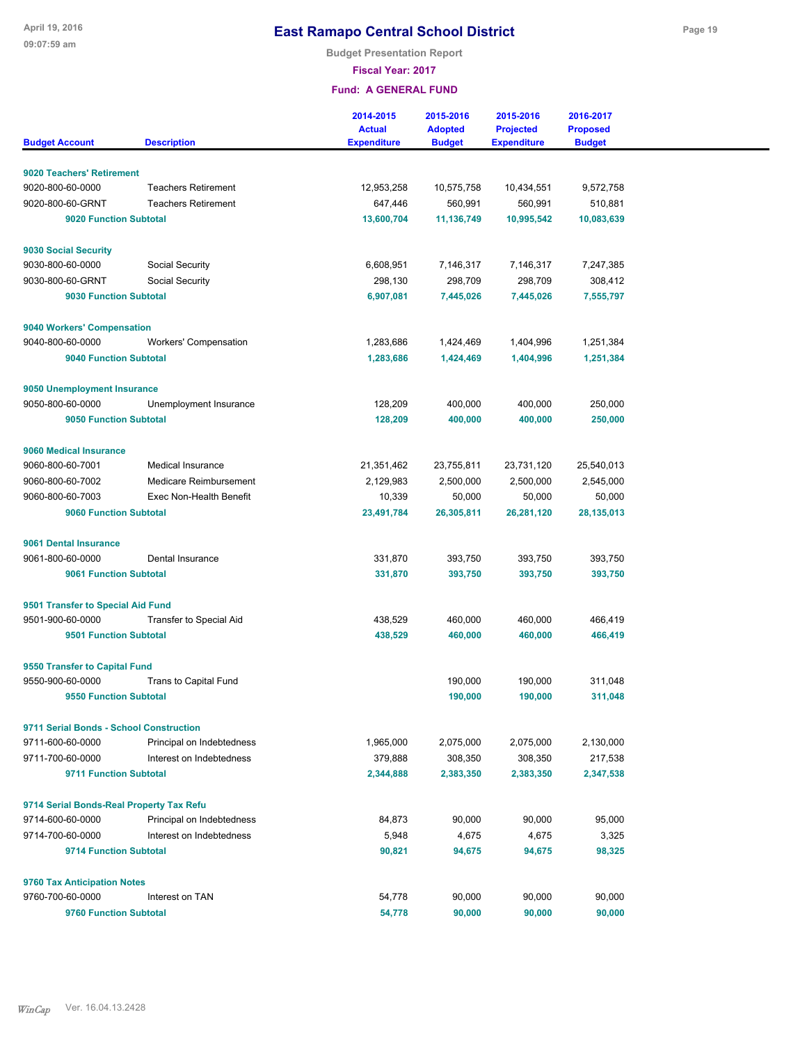# East Ramapo Central School District

**Budget Presentation Report**

**Fiscal Year: 2017**

**Fund: A GENERAL FUND**

| Budget Account | Description | 2014-2015 Actual Expenditure | 2015-2016 Adopted Budget | 2015-2016 Projected Expenditure | 2016-2017 Proposed Budget |
|---|---|---|---|---|---|
| **9020 Teachers' Retirement** | | | | | |
| 9020-800-60-0000 | Teachers Retirement | 12,953,258 | 10,575,758 | 10,434,551 | 9,572,758 |
| 9020-800-60-GRNT | Teachers Retirement | 647,446 | 560,991 | 560,991 | 510,881 |
| **9020 Function Subtotal** | | **13,600,704** | **11,136,749** | **10,995,542** | **10,083,639** |
| **9030 Social Security** | | | | | |
| 9030-800-60-0000 | Social Security | 6,608,951 | 7,146,317 | 7,146,317 | 7,247,385 |
| 9030-800-60-GRNT | Social Security | 298,130 | 298,709 | 298,709 | 308,412 |
| **9030 Function Subtotal** | | **6,907,081** | **7,445,026** | **7,445,026** | **7,555,797** |
| **9040 Workers' Compensation** | | | | | |
| 9040-800-60-0000 | Workers' Compensation | 1,283,686 | 1,424,469 | 1,404,996 | 1,251,384 |
| **9040 Function Subtotal** | | **1,283,686** | **1,424,469** | **1,404,996** | **1,251,384** |
| **9050 Unemployment Insurance** | | | | | |
| 9050-800-60-0000 | Unemployment Insurance | 128,209 | 400,000 | 400,000 | 250,000 |
| **9050 Function Subtotal** | | **128,209** | **400,000** | **400,000** | **250,000** |
| **9060 Medical Insurance** | | | | | |
| 9060-800-60-7001 | Medical Insurance | 21,351,462 | 23,755,811 | 23,731,120 | 25,540,013 |
| 9060-800-60-7002 | Medicare Reimbursement | 2,129,983 | 2,500,000 | 2,500,000 | 2,545,000 |
| 9060-800-60-7003 | Exec Non-Health Benefit | 10,339 | 50,000 | 50,000 | 50,000 |
| **9060 Function Subtotal** | | **23,491,784** | **26,305,811** | **26,281,120** | **28,135,013** |
| **9061 Dental Insurance** | | | | | |
| 9061-800-60-0000 | Dental Insurance | 331,870 | 393,750 | 393,750 | 393,750 |
| **9061 Function Subtotal** | | **331,870** | **393,750** | **393,750** | **393,750** |
| **9501 Transfer to Special Aid Fund** | | | | | |
| 9501-900-60-0000 | Transfer to Special Aid | 438,529 | 460,000 | 460,000 | 466,419 |
| **9501 Function Subtotal** | | **438,529** | **460,000** | **460,000** | **466,419** |
| **9550 Transfer to Capital Fund** | | | | | |
| 9550-900-60-0000 | Trans to Capital Fund | | 190,000 | 190,000 | 311,048 |
| **9550 Function Subtotal** | | | **190,000** | **190,000** | **311,048** |
| **9711 Serial Bonds - School Construction** | | | | | |
| 9711-600-60-0000 | Principal on Indebtedness | 1,965,000 | 2,075,000 | 2,075,000 | 2,130,000 |
| 9711-700-60-0000 | Interest on Indebtedness | 379,888 | 308,350 | 308,350 | 217,538 |
| **9711 Function Subtotal** | | **2,344,888** | **2,383,350** | **2,383,350** | **2,347,538** |
| **9714 Serial Bonds-Real Property Tax Refu** | | | | | |
| 9714-600-60-0000 | Principal on Indebtedness | 84,873 | 90,000 | 90,000 | 95,000 |
| 9714-700-60-0000 | Interest on Indebtedness | 5,948 | 4,675 | 4,675 | 3,325 |
| **9714 Function Subtotal** | | **90,821** | **94,675** | **94,675** | **98,325** |
| **9760 Tax Anticipation Notes** | | | | | |
| 9760-700-60-0000 | Interest on TAN | 54,778 | 90,000 | 90,000 | 90,000 |
| **9760 Function Subtotal** | | **54,778** | **90,000** | **90,000** | **90,000** |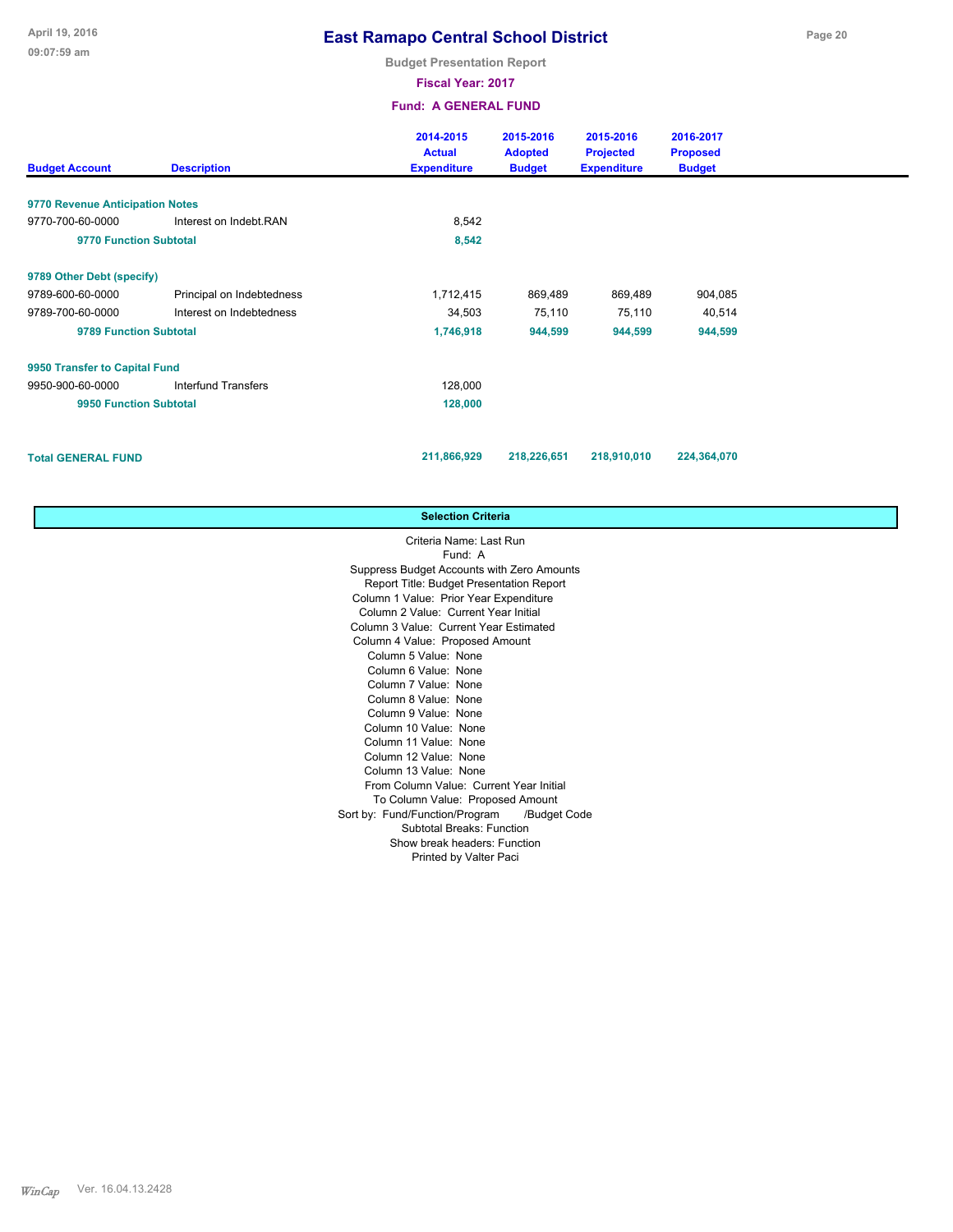# East Ramapo Central School District

**Budget Presentation Report**

**Fiscal Year: 2017**

**Fund: A GENERAL FUND**

| Budget Account | Description | 2014-2015 Actual Expenditure | 2015-2016 Adopted Budget | 2015-2016 Projected Expenditure | 2016-2017 Proposed Budget |
|---|---|---|---|---|---|
| **9770 Revenue Anticipation Notes** | | | | | |
| 9770-700-60-0000 | Interest on Indebt.RAN | 8,542 | | | |
| **9770 Function Subtotal** | | **8,542** | | | |
| **9789 Other Debt (specify)** | | | | | |
| 9789-600-60-0000 | Principal on Indebtedness | 1,712,415 | 869,489 | 869,489 | 904,085 |
| 9789-700-60-0000 | Interest on Indebtedness | 34,503 | 75,110 | 75,110 | 40,514 |
| **9789 Function Subtotal** | | **1,746,918** | **944,599** | **944,599** | **944,599** |
| **9950 Transfer to Capital Fund** | | | | | |
| 9950-900-60-0000 | Interfund Transfers | 128,000 | | | |
| **9950 Function Subtotal** | | **128,000** | | | |
| **Total GENERAL FUND** | | **211,866,929** | **218,226,651** | **218,910,010** | **224,364,070** |

**Selection Criteria**

Criteria Name: Last Run
Fund: A
Suppress Budget Accounts with Zero Amounts
Report Title: Budget Presentation Report
Column 1 Value: Prior Year Expenditure
Column 2 Value: Current Year Initial
Column 3 Value: Current Year Estimated
Column 4 Value: Proposed Amount
Column 5 Value: None
Column 6 Value: None
Column 7 Value: None
Column 8 Value: None
Column 9 Value: None
Column 10 Value: None
Column 11 Value: None
Column 12 Value: None
Column 13 Value: None
From Column Value: Current Year Initial
To Column Value: Proposed Amount
Sort by: Fund/Function/Program /Budget Code
Subtotal Breaks: Function
Show break headers: Function
Printed by Valter Paci